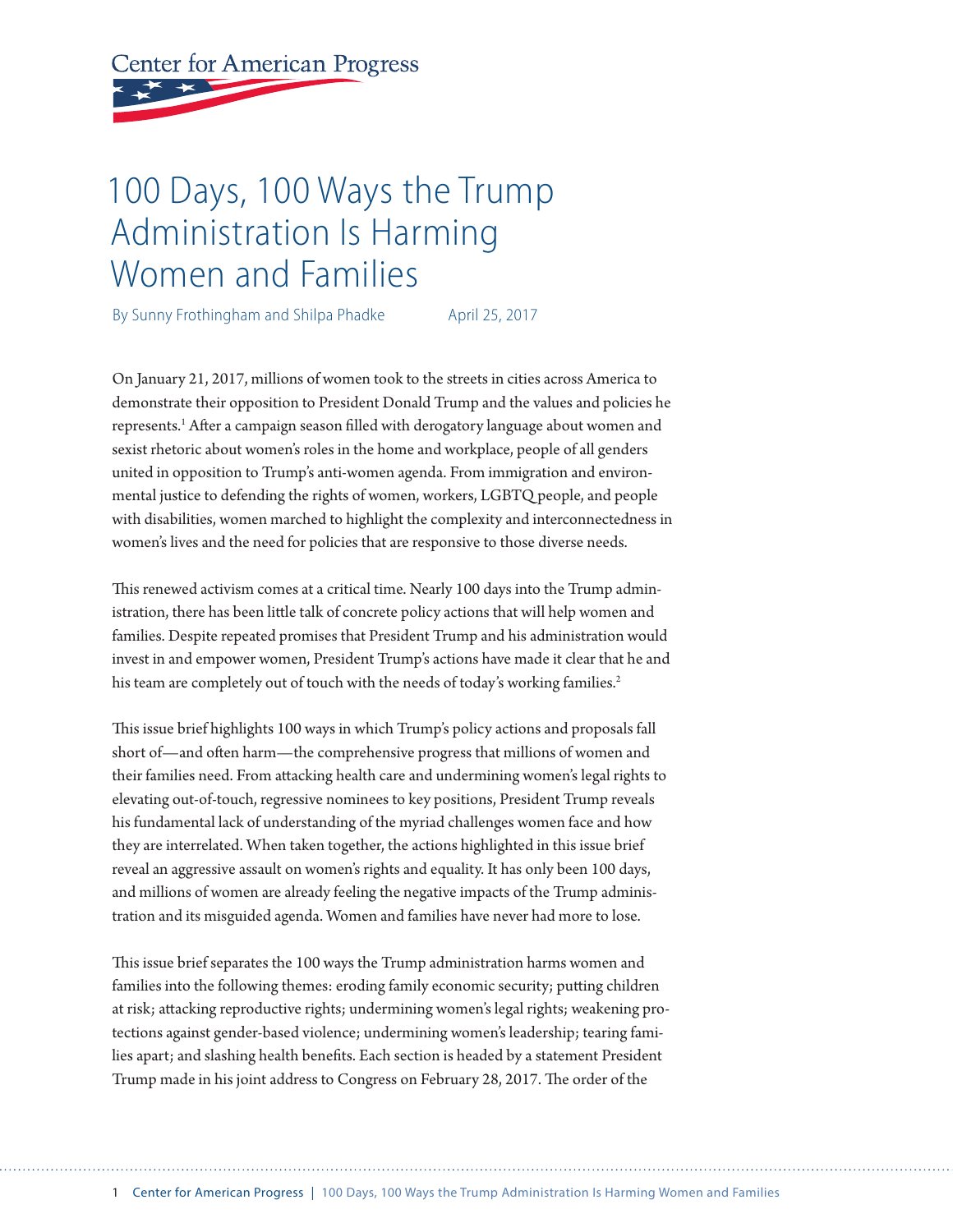Center for American Progress

# 100 Days, 100 Ways the Trump Administration Is Harming Women and Families

By Sunny Frothingham and Shilpa Phadke April 25, 2017

On January 21, 2017, millions of women took to the streets in cities across America to demonstrate their opposition to President Donald Trump and the values and policies he represents.[1] After a campaign season filled with derogatory language about women and sexist rhetoric about women's roles in the home and workplace, people of all genders united in opposition to Trump's anti-women agenda. From immigration and environmental justice to defending the rights of women, workers, LGBTQ people, and people with disabilities, women marched to highlight the complexity and interconnectedness in women's lives and the need for policies that are responsive to those diverse needs.

This renewed activism comes at a critical time. Nearly 100 days into the Trump administration, there has been little talk of concrete policy actions that will help women and families. Despite repeated promises that President Trump and his administration would invest in and empower women, President Trump's actions have made it clear that he and his team are completely out of touch with the needs of today's working families.[2]

This issue brief highlights 100 ways in which Trump's policy actions and proposals fall short of—and often harm—the comprehensive progress that millions of women and their families need. From attacking health care and undermining women's legal rights to elevating out-of-touch, regressive nominees to key positions, President Trump reveals his fundamental lack of understanding of the myriad challenges women face and how they are interrelated. When taken together, the actions highlighted in this issue brief reveal an aggressive assault on women's rights and equality. It has only been 100 days, and millions of women are already feeling the negative impacts of the Trump administration and its misguided agenda. Women and families have never had more to lose.

This issue brief separates the 100 ways the Trump administration harms women and families into the following themes: eroding family economic security; putting children at risk; attacking reproductive rights; undermining women's legal rights; weakening protections against gender-based violence; undermining women's leadership; tearing families apart; and slashing health benefits. Each section is headed by a statement President Trump made in his joint address to Congress on February 28, 2017. The order of the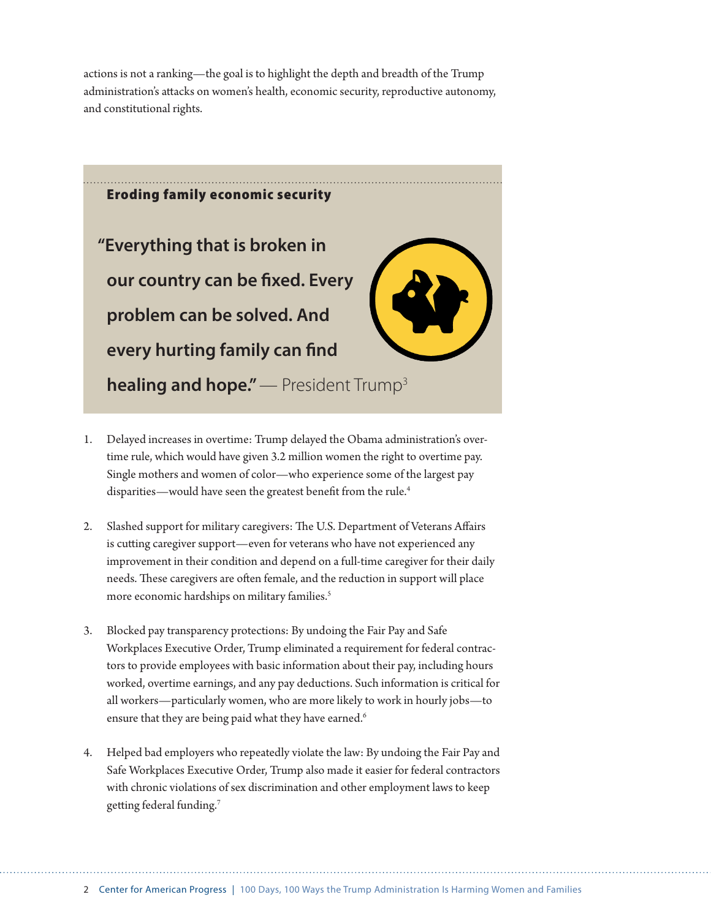actions is not a ranking—the goal is to highlight the depth and breadth of the Trump administration's attacks on women's health, economic security, reproductive autonomy, and constitutional rights.

## Eroding family economic security

**"Everything that is broken in our country can be fixed. Every problem can be solved. And every hurting family can find healing and hope."** — President Trump[3]

1. Delayed increases in overtime: Trump delayed the Obama administration's overtime rule, which would have given 3.2 million women the right to overtime pay. Single mothers and women of color—who experience some of the largest pay disparities—would have seen the greatest benefit from the rule.[4]

2. Slashed support for military caregivers: The U.S. Department of Veterans Affairs is cutting caregiver support—even for veterans who have not experienced any improvement in their condition and depend on a full-time caregiver for their daily needs. These caregivers are often female, and the reduction in support will place more economic hardships on military families.[5]

3. Blocked pay transparency protections: By undoing the Fair Pay and Safe Workplaces Executive Order, Trump eliminated a requirement for federal contractors to provide employees with basic information about their pay, including hours worked, overtime earnings, and any pay deductions. Such information is critical for all workers—particularly women, who are more likely to work in hourly jobs—to ensure that they are being paid what they have earned.[6]

4. Helped bad employers who repeatedly violate the law: By undoing the Fair Pay and Safe Workplaces Executive Order, Trump also made it easier for federal contractors with chronic violations of sex discrimination and other employment laws to keep getting federal funding.[7]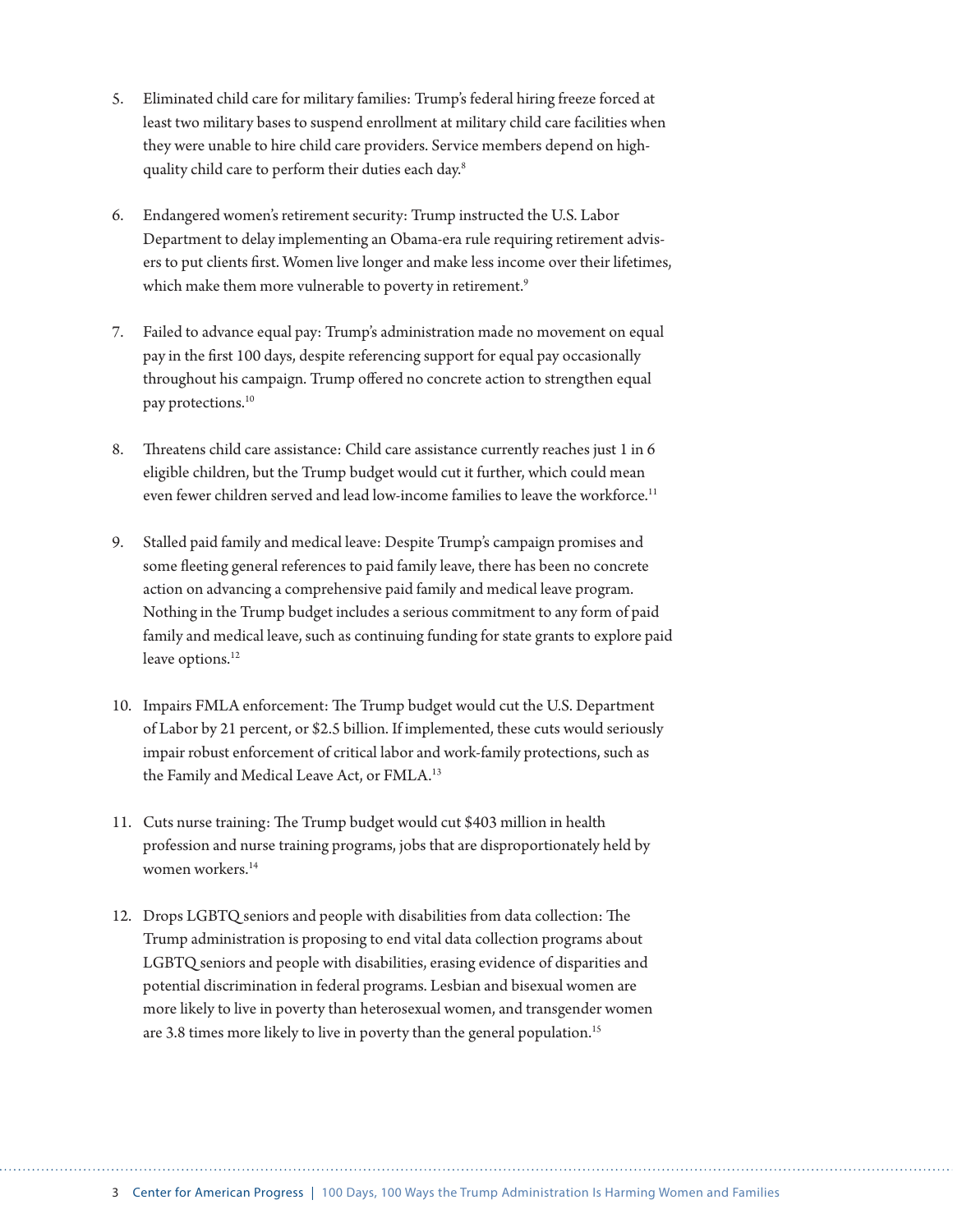5. Eliminated child care for military families: Trump's federal hiring freeze forced at least two military bases to suspend enrollment at military child care facilities when they were unable to hire child care providers. Service members depend on high-quality child care to perform their duties each day.[8]

6. Endangered women's retirement security: Trump instructed the U.S. Labor Department to delay implementing an Obama-era rule requiring retirement advisers to put clients first. Women live longer and make less income over their lifetimes, which make them more vulnerable to poverty in retirement.[9]

7. Failed to advance equal pay: Trump's administration made no movement on equal pay in the first 100 days, despite referencing support for equal pay occasionally throughout his campaign. Trump offered no concrete action to strengthen equal pay protections.[10]

8. Threatens child care assistance: Child care assistance currently reaches just 1 in 6 eligible children, but the Trump budget would cut it further, which could mean even fewer children served and lead low-income families to leave the workforce.[11]

9. Stalled paid family and medical leave: Despite Trump's campaign promises and some fleeting general references to paid family leave, there has been no concrete action on advancing a comprehensive paid family and medical leave program. Nothing in the Trump budget includes a serious commitment to any form of paid family and medical leave, such as continuing funding for state grants to explore paid leave options.[12]

10. Impairs FMLA enforcement: The Trump budget would cut the U.S. Department of Labor by 21 percent, or $2.5 billion. If implemented, these cuts would seriously impair robust enforcement of critical labor and work-family protections, such as the Family and Medical Leave Act, or FMLA.[13]

11. Cuts nurse training: The Trump budget would cut $403 million in health profession and nurse training programs, jobs that are disproportionately held by women workers.[14]

12. Drops LGBTQ seniors and people with disabilities from data collection: The Trump administration is proposing to end vital data collection programs about LGBTQ seniors and people with disabilities, erasing evidence of disparities and potential discrimination in federal programs. Lesbian and bisexual women are more likely to live in poverty than heterosexual women, and transgender women are 3.8 times more likely to live in poverty than the general population.[15]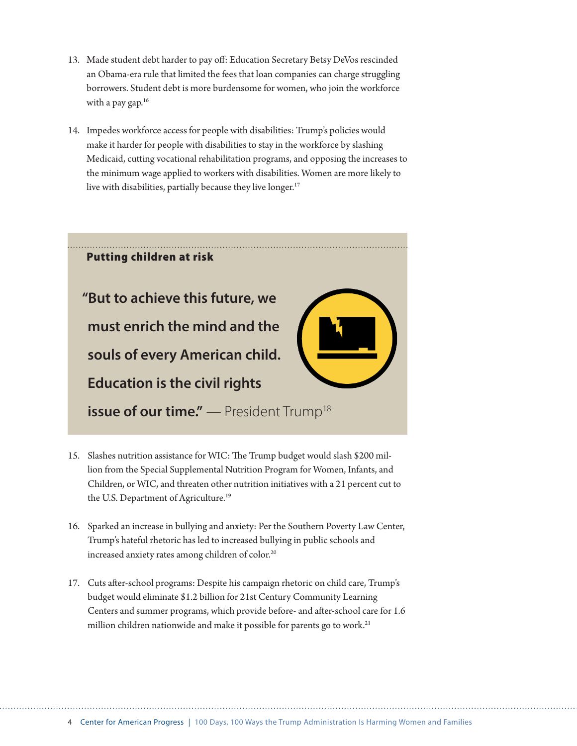13. Made student debt harder to pay off: Education Secretary Betsy DeVos rescinded an Obama-era rule that limited the fees that loan companies can charge struggling borrowers. Student debt is more burdensome for women, who join the workforce with a pay gap.[16]

14. Impedes workforce access for people with disabilities: Trump's policies would make it harder for people with disabilities to stay in the workforce by slashing Medicaid, cutting vocational rehabilitation programs, and opposing the increases to the minimum wage applied to workers with disabilities. Women are more likely to live with disabilities, partially because they live longer.[17]

## Putting children at risk

**"But to achieve this future, we must enrich the mind and the souls of every American child. Education is the civil rights issue of our time."** — President Trump[18]

15. Slashes nutrition assistance for WIC: The Trump budget would slash $200 million from the Special Supplemental Nutrition Program for Women, Infants, and Children, or WIC, and threaten other nutrition initiatives with a 21 percent cut to the U.S. Department of Agriculture.[19]

16. Sparked an increase in bullying and anxiety: Per the Southern Poverty Law Center, Trump's hateful rhetoric has led to increased bullying in public schools and increased anxiety rates among children of color.[20]

17. Cuts after-school programs: Despite his campaign rhetoric on child care, Trump's budget would eliminate $1.2 billion for 21st Century Community Learning Centers and summer programs, which provide before- and after-school care for 1.6 million children nationwide and make it possible for parents go to work.[21]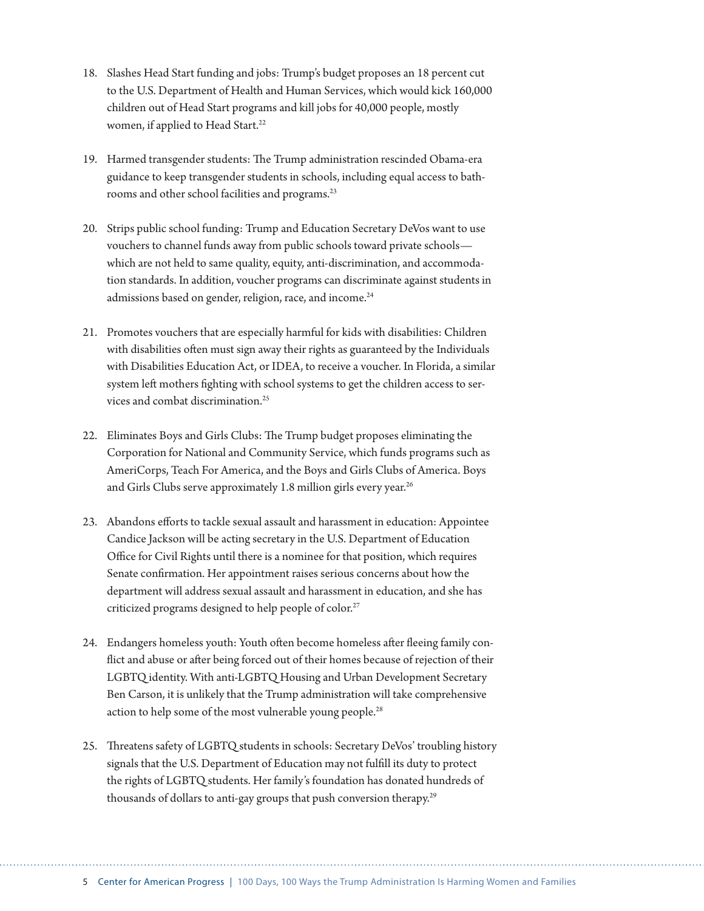18. Slashes Head Start funding and jobs: Trump's budget proposes an 18 percent cut to the U.S. Department of Health and Human Services, which would kick 160,000 children out of Head Start programs and kill jobs for 40,000 people, mostly women, if applied to Head Start.[22]

19. Harmed transgender students: The Trump administration rescinded Obama-era guidance to keep transgender students in schools, including equal access to bathrooms and other school facilities and programs.[23]

20. Strips public school funding: Trump and Education Secretary DeVos want to use vouchers to channel funds away from public schools toward private schools—which are not held to same quality, equity, anti-discrimination, and accommodation standards. In addition, voucher programs can discriminate against students in admissions based on gender, religion, race, and income.[24]

21. Promotes vouchers that are especially harmful for kids with disabilities: Children with disabilities often must sign away their rights as guaranteed by the Individuals with Disabilities Education Act, or IDEA, to receive a voucher. In Florida, a similar system left mothers fighting with school systems to get the children access to services and combat discrimination.[25]

22. Eliminates Boys and Girls Clubs: The Trump budget proposes eliminating the Corporation for National and Community Service, which funds programs such as AmeriCorps, Teach For America, and the Boys and Girls Clubs of America. Boys and Girls Clubs serve approximately 1.8 million girls every year.[26]

23. Abandons efforts to tackle sexual assault and harassment in education: Appointee Candice Jackson will be acting secretary in the U.S. Department of Education Office for Civil Rights until there is a nominee for that position, which requires Senate confirmation. Her appointment raises serious concerns about how the department will address sexual assault and harassment in education, and she has criticized programs designed to help people of color.[27]

24. Endangers homeless youth: Youth often become homeless after fleeing family conflict and abuse or after being forced out of their homes because of rejection of their LGBTQ identity. With anti-LGBTQ Housing and Urban Development Secretary Ben Carson, it is unlikely that the Trump administration will take comprehensive action to help some of the most vulnerable young people.[28]

25. Threatens safety of LGBTQ students in schools: Secretary DeVos' troubling history signals that the U.S. Department of Education may not fulfill its duty to protect the rights of LGBTQ students. Her family's foundation has donated hundreds of thousands of dollars to anti-gay groups that push conversion therapy.[29]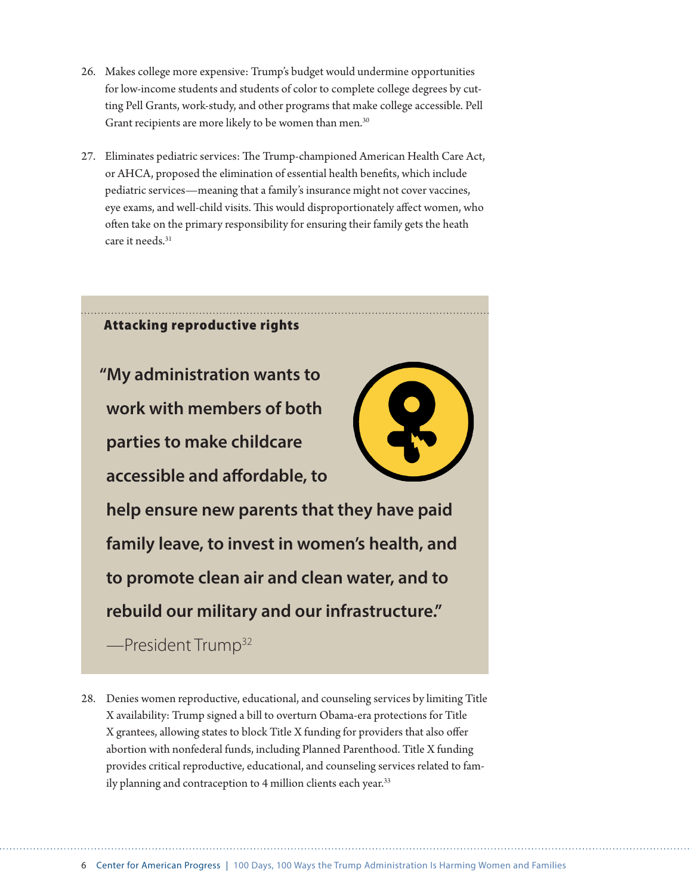26. Makes college more expensive: Trump's budget would undermine opportunities for low-income students and students of color to complete college degrees by cutting Pell Grants, work-study, and other programs that make college accessible. Pell Grant recipients are more likely to be women than men.[30]

27. Eliminates pediatric services: The Trump-championed American Health Care Act, or AHCA, proposed the elimination of essential health benefits, which include pediatric services—meaning that a family's insurance might not cover vaccines, eye exams, and well-child visits. This would disproportionately affect women, who often take on the primary responsibility for ensuring their family gets the heath care it needs.[31]

## Attacking reproductive rights

**"My administration wants to work with members of both parties to make childcare accessible and affordable, to help ensure new parents that they have paid family leave, to invest in women's health, and to promote clean air and clean water, and to rebuild our military and our infrastructure."**

—President Trump[32]

28. Denies women reproductive, educational, and counseling services by limiting Title X availability: Trump signed a bill to overturn Obama-era protections for Title X grantees, allowing states to block Title X funding for providers that also offer abortion with nonfederal funds, including Planned Parenthood. Title X funding provides critical reproductive, educational, and counseling services related to family planning and contraception to 4 million clients each year.[33]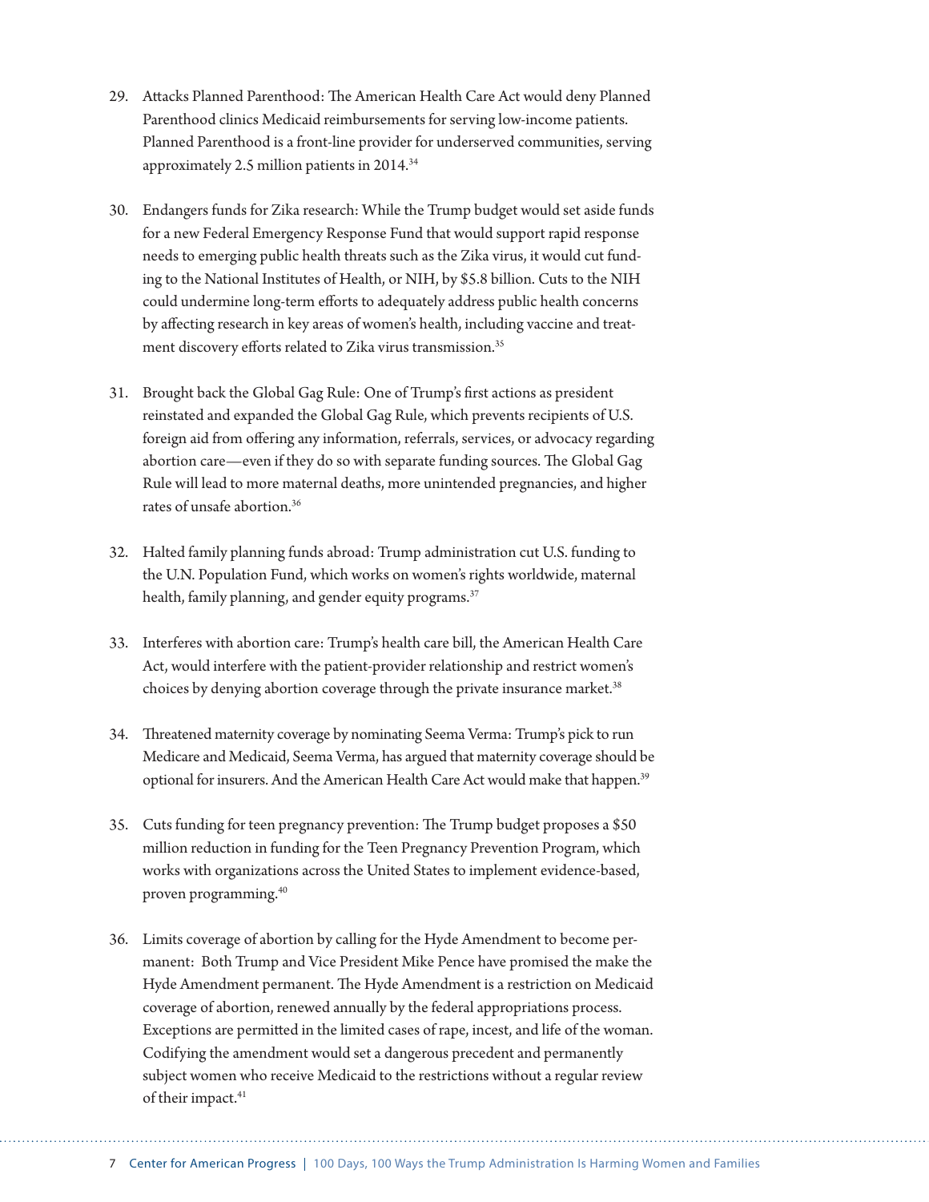29. Attacks Planned Parenthood: The American Health Care Act would deny Planned Parenthood clinics Medicaid reimbursements for serving low-income patients. Planned Parenthood is a front-line provider for underserved communities, serving approximately 2.5 million patients in 2014.[34]

30. Endangers funds for Zika research: While the Trump budget would set aside funds for a new Federal Emergency Response Fund that would support rapid response needs to emerging public health threats such as the Zika virus, it would cut funding to the National Institutes of Health, or NIH, by $5.8 billion. Cuts to the NIH could undermine long-term efforts to adequately address public health concerns by affecting research in key areas of women's health, including vaccine and treatment discovery efforts related to Zika virus transmission.[35]

31. Brought back the Global Gag Rule: One of Trump's first actions as president reinstated and expanded the Global Gag Rule, which prevents recipients of U.S. foreign aid from offering any information, referrals, services, or advocacy regarding abortion care—even if they do so with separate funding sources. The Global Gag Rule will lead to more maternal deaths, more unintended pregnancies, and higher rates of unsafe abortion.[36]

32. Halted family planning funds abroad: Trump administration cut U.S. funding to the U.N. Population Fund, which works on women's rights worldwide, maternal health, family planning, and gender equity programs.[37]

33. Interferes with abortion care: Trump's health care bill, the American Health Care Act, would interfere with the patient-provider relationship and restrict women's choices by denying abortion coverage through the private insurance market.[38]

34. Threatened maternity coverage by nominating Seema Verma: Trump's pick to run Medicare and Medicaid, Seema Verma, has argued that maternity coverage should be optional for insurers. And the American Health Care Act would make that happen.[39]

35. Cuts funding for teen pregnancy prevention: The Trump budget proposes a $50 million reduction in funding for the Teen Pregnancy Prevention Program, which works with organizations across the United States to implement evidence-based, proven programming.[40]

36. Limits coverage of abortion by calling for the Hyde Amendment to become permanent: Both Trump and Vice President Mike Pence have promised the make the Hyde Amendment permanent. The Hyde Amendment is a restriction on Medicaid coverage of abortion, renewed annually by the federal appropriations process. Exceptions are permitted in the limited cases of rape, incest, and life of the woman. Codifying the amendment would set a dangerous precedent and permanently subject women who receive Medicaid to the restrictions without a regular review of their impact.[41]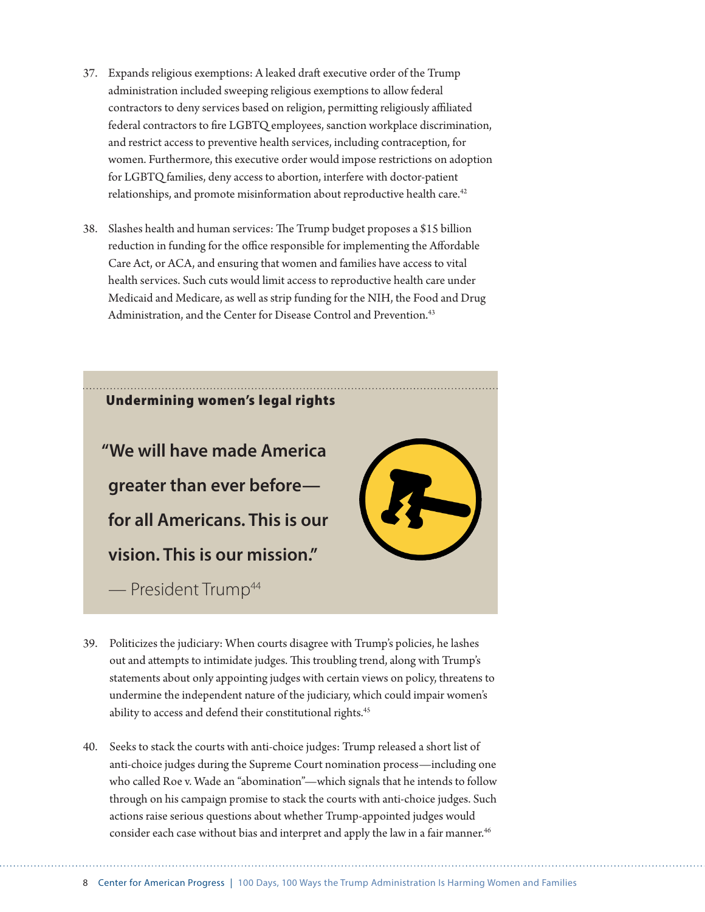37. Expands religious exemptions: A leaked draft executive order of the Trump administration included sweeping religious exemptions to allow federal contractors to deny services based on religion, permitting religiously affiliated federal contractors to fire LGBTQ employees, sanction workplace discrimination, and restrict access to preventive health services, including contraception, for women. Furthermore, this executive order would impose restrictions on adoption for LGBTQ families, deny access to abortion, interfere with doctor-patient relationships, and promote misinformation about reproductive health care.[42]

38. Slashes health and human services: The Trump budget proposes a $15 billion reduction in funding for the office responsible for implementing the Affordable Care Act, or ACA, and ensuring that women and families have access to vital health services. Such cuts would limit access to reproductive health care under Medicaid and Medicare, as well as strip funding for the NIH, the Food and Drug Administration, and the Center for Disease Control and Prevention.[43]

## Undermining women's legal rights

**"We will have made America greater than ever before—for all Americans. This is our vision. This is our mission."**

— President Trump[44]

39. Politicizes the judiciary: When courts disagree with Trump's policies, he lashes out and attempts to intimidate judges. This troubling trend, along with Trump's statements about only appointing judges with certain views on policy, threatens to undermine the independent nature of the judiciary, which could impair women's ability to access and defend their constitutional rights.[45]

40. Seeks to stack the courts with anti-choice judges: Trump released a short list of anti-choice judges during the Supreme Court nomination process—including one who called Roe v. Wade an "abomination"—which signals that he intends to follow through on his campaign promise to stack the courts with anti-choice judges. Such actions raise serious questions about whether Trump-appointed judges would consider each case without bias and interpret and apply the law in a fair manner.[46]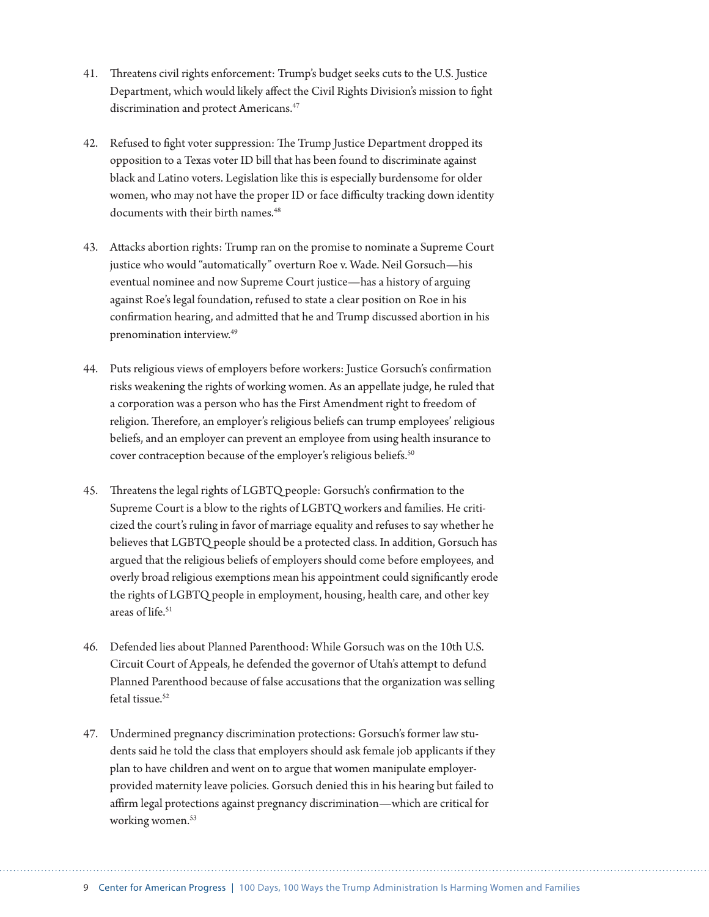41. Threatens civil rights enforcement: Trump's budget seeks cuts to the U.S. Justice Department, which would likely affect the Civil Rights Division's mission to fight discrimination and protect Americans.[47]

42. Refused to fight voter suppression: The Trump Justice Department dropped its opposition to a Texas voter ID bill that has been found to discriminate against black and Latino voters. Legislation like this is especially burdensome for older women, who may not have the proper ID or face difficulty tracking down identity documents with their birth names.[48]

43. Attacks abortion rights: Trump ran on the promise to nominate a Supreme Court justice who would "automatically" overturn Roe v. Wade. Neil Gorsuch—his eventual nominee and now Supreme Court justice—has a history of arguing against Roe's legal foundation, refused to state a clear position on Roe in his confirmation hearing, and admitted that he and Trump discussed abortion in his prenomination interview.[49]

44. Puts religious views of employers before workers: Justice Gorsuch's confirmation risks weakening the rights of working women. As an appellate judge, he ruled that a corporation was a person who has the First Amendment right to freedom of religion. Therefore, an employer's religious beliefs can trump employees' religious beliefs, and an employer can prevent an employee from using health insurance to cover contraception because of the employer's religious beliefs.[50]

45. Threatens the legal rights of LGBTQ people: Gorsuch's confirmation to the Supreme Court is a blow to the rights of LGBTQ workers and families. He criticized the court's ruling in favor of marriage equality and refuses to say whether he believes that LGBTQ people should be a protected class. In addition, Gorsuch has argued that the religious beliefs of employers should come before employees, and overly broad religious exemptions mean his appointment could significantly erode the rights of LGBTQ people in employment, housing, health care, and other key areas of life.[51]

46. Defended lies about Planned Parenthood: While Gorsuch was on the 10th U.S. Circuit Court of Appeals, he defended the governor of Utah's attempt to defund Planned Parenthood because of false accusations that the organization was selling fetal tissue.[52]

47. Undermined pregnancy discrimination protections: Gorsuch's former law students said he told the class that employers should ask female job applicants if they plan to have children and went on to argue that women manipulate employer-provided maternity leave policies. Gorsuch denied this in his hearing but failed to affirm legal protections against pregnancy discrimination—which are critical for working women.[53]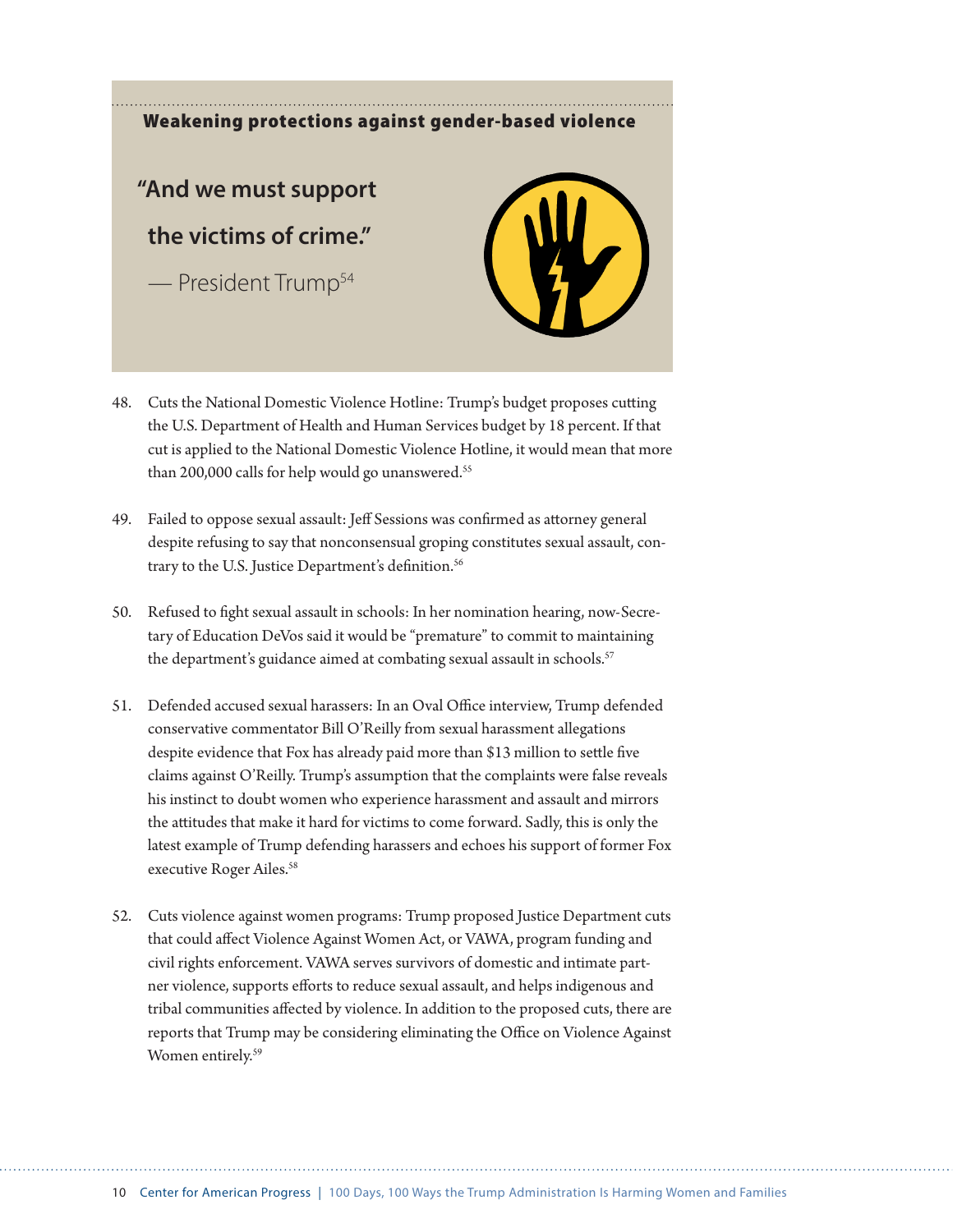## Weakening protections against gender-based violence

**"And we must support the victims of crime."**

— President Trump[54]

48. Cuts the National Domestic Violence Hotline: Trump's budget proposes cutting the U.S. Department of Health and Human Services budget by 18 percent. If that cut is applied to the National Domestic Violence Hotline, it would mean that more than 200,000 calls for help would go unanswered.[55]

49. Failed to oppose sexual assault: Jeff Sessions was confirmed as attorney general despite refusing to say that nonconsensual groping constitutes sexual assault, contrary to the U.S. Justice Department's definition.[56]

50. Refused to fight sexual assault in schools: In her nomination hearing, now-Secretary of Education DeVos said it would be "premature" to commit to maintaining the department's guidance aimed at combating sexual assault in schools.[57]

51. Defended accused sexual harassers: In an Oval Office interview, Trump defended conservative commentator Bill O'Reilly from sexual harassment allegations despite evidence that Fox has already paid more than $13 million to settle five claims against O'Reilly. Trump's assumption that the complaints were false reveals his instinct to doubt women who experience harassment and assault and mirrors the attitudes that make it hard for victims to come forward. Sadly, this is only the latest example of Trump defending harassers and echoes his support of former Fox executive Roger Ailes.[58]

52. Cuts violence against women programs: Trump proposed Justice Department cuts that could affect Violence Against Women Act, or VAWA, program funding and civil rights enforcement. VAWA serves survivors of domestic and intimate partner violence, supports efforts to reduce sexual assault, and helps indigenous and tribal communities affected by violence. In addition to the proposed cuts, there are reports that Trump may be considering eliminating the Office on Violence Against Women entirely.[59]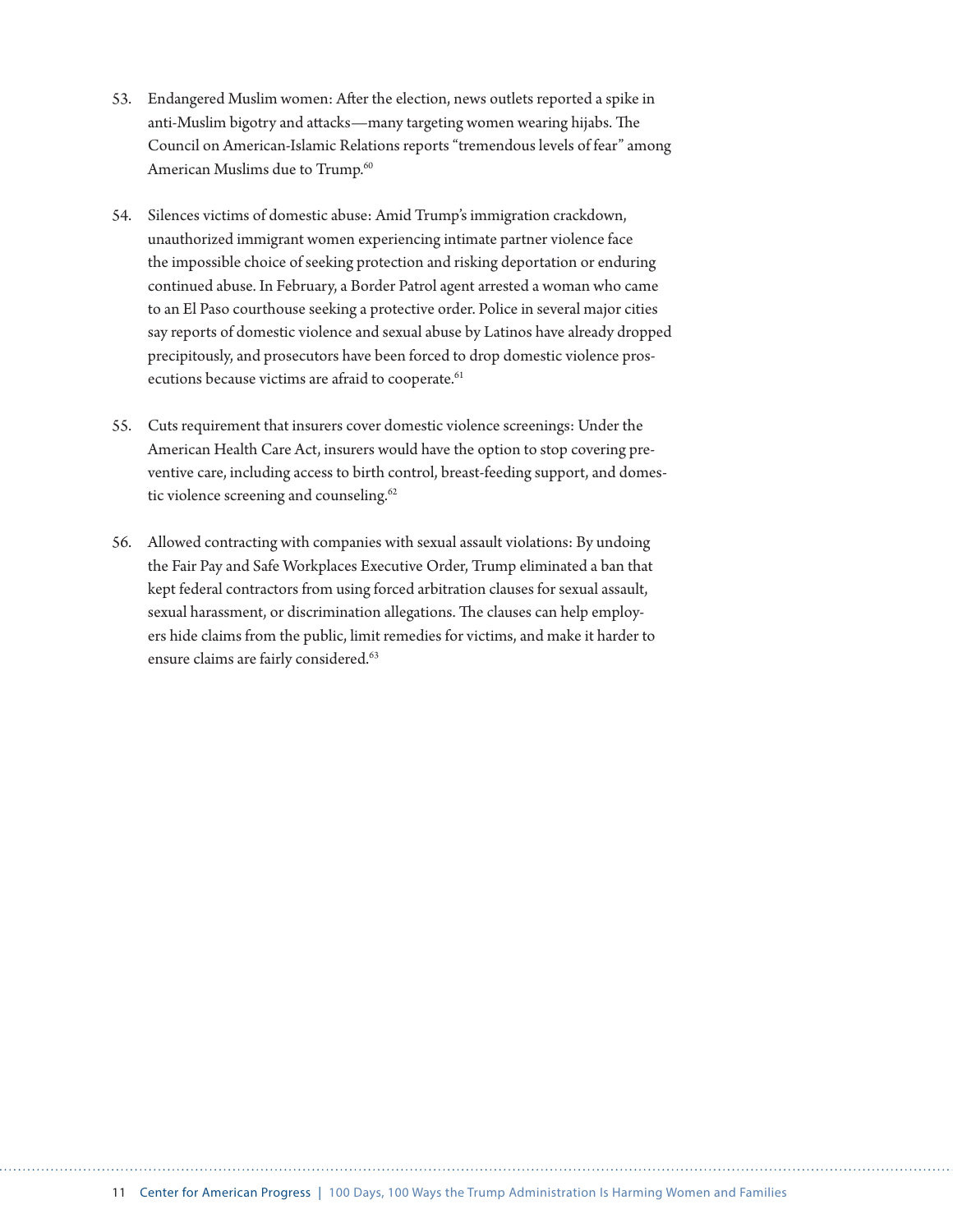53. Endangered Muslim women: After the election, news outlets reported a spike in anti-Muslim bigotry and attacks—many targeting women wearing hijabs. The Council on American-Islamic Relations reports "tremendous levels of fear" among American Muslims due to Trump.[60]

54. Silences victims of domestic abuse: Amid Trump's immigration crackdown, unauthorized immigrant women experiencing intimate partner violence face the impossible choice of seeking protection and risking deportation or enduring continued abuse. In February, a Border Patrol agent arrested a woman who came to an El Paso courthouse seeking a protective order. Police in several major cities say reports of domestic violence and sexual abuse by Latinos have already dropped precipitously, and prosecutors have been forced to drop domestic violence prosecutions because victims are afraid to cooperate.[61]

55. Cuts requirement that insurers cover domestic violence screenings: Under the American Health Care Act, insurers would have the option to stop covering preventive care, including access to birth control, breast-feeding support, and domestic violence screening and counseling.[62]

56. Allowed contracting with companies with sexual assault violations: By undoing the Fair Pay and Safe Workplaces Executive Order, Trump eliminated a ban that kept federal contractors from using forced arbitration clauses for sexual assault, sexual harassment, or discrimination allegations. The clauses can help employers hide claims from the public, limit remedies for victims, and make it harder to ensure claims are fairly considered.[63]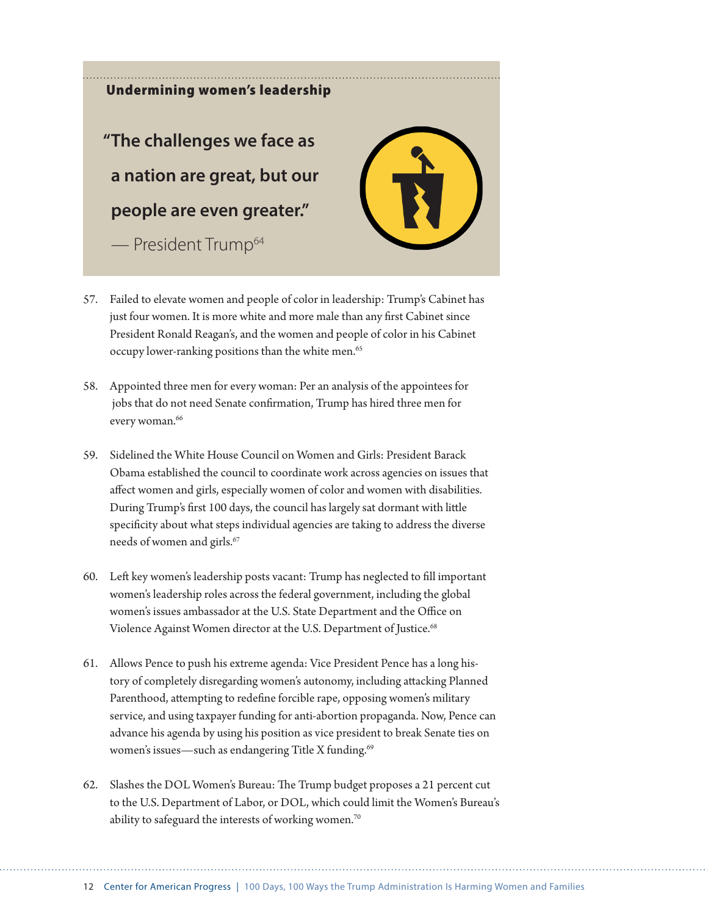## Undermining women's leadership

**"The challenges we face as a nation are great, but our people are even greater."**

— President Trump[64]

57. Failed to elevate women and people of color in leadership: Trump's Cabinet has just four women. It is more white and more male than any first Cabinet since President Ronald Reagan's, and the women and people of color in his Cabinet occupy lower-ranking positions than the white men.[65]

58. Appointed three men for every woman: Per an analysis of the appointees for jobs that do not need Senate confirmation, Trump has hired three men for every woman.[66]

59. Sidelined the White House Council on Women and Girls: President Barack Obama established the council to coordinate work across agencies on issues that affect women and girls, especially women of color and women with disabilities. During Trump's first 100 days, the council has largely sat dormant with little specificity about what steps individual agencies are taking to address the diverse needs of women and girls.[67]

60. Left key women's leadership posts vacant: Trump has neglected to fill important women's leadership roles across the federal government, including the global women's issues ambassador at the U.S. State Department and the Office on Violence Against Women director at the U.S. Department of Justice.[68]

61. Allows Pence to push his extreme agenda: Vice President Pence has a long history of completely disregarding women's autonomy, including attacking Planned Parenthood, attempting to redefine forcible rape, opposing women's military service, and using taxpayer funding for anti-abortion propaganda. Now, Pence can advance his agenda by using his position as vice president to break Senate ties on women's issues—such as endangering Title X funding.[69]

62. Slashes the DOL Women's Bureau: The Trump budget proposes a 21 percent cut to the U.S. Department of Labor, or DOL, which could limit the Women's Bureau's ability to safeguard the interests of working women.[70]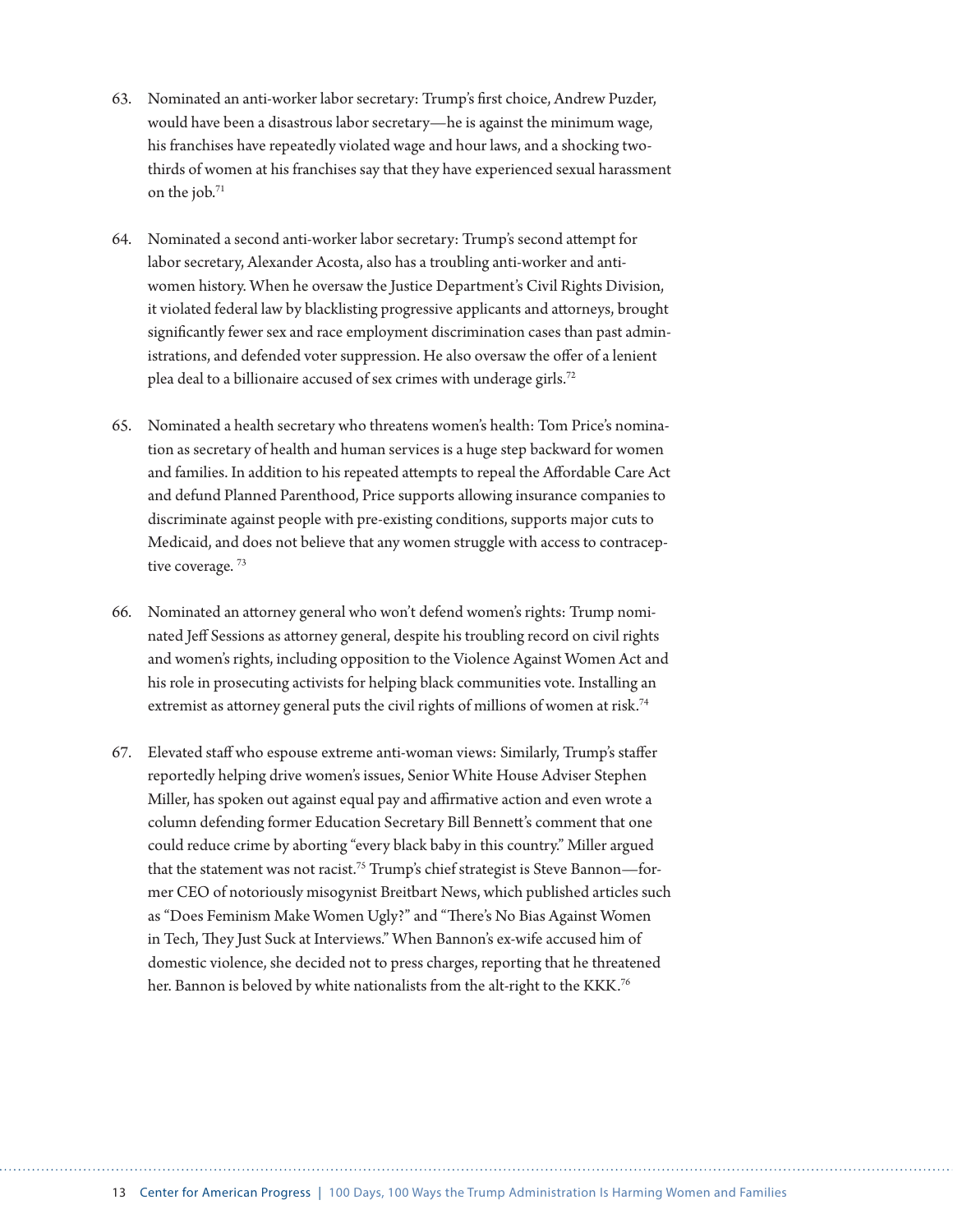63. Nominated an anti-worker labor secretary: Trump's first choice, Andrew Puzder, would have been a disastrous labor secretary—he is against the minimum wage, his franchises have repeatedly violated wage and hour laws, and a shocking two-thirds of women at his franchises say that they have experienced sexual harassment on the job.[71]

64. Nominated a second anti-worker labor secretary: Trump's second attempt for labor secretary, Alexander Acosta, also has a troubling anti-worker and anti-women history. When he oversaw the Justice Department's Civil Rights Division, it violated federal law by blacklisting progressive applicants and attorneys, brought significantly fewer sex and race employment discrimination cases than past administrations, and defended voter suppression. He also oversaw the offer of a lenient plea deal to a billionaire accused of sex crimes with underage girls.[72]

65. Nominated a health secretary who threatens women's health: Tom Price's nomination as secretary of health and human services is a huge step backward for women and families. In addition to his repeated attempts to repeal the Affordable Care Act and defund Planned Parenthood, Price supports allowing insurance companies to discriminate against people with pre-existing conditions, supports major cuts to Medicaid, and does not believe that any women struggle with access to contraceptive coverage.[73]

66. Nominated an attorney general who won't defend women's rights: Trump nominated Jeff Sessions as attorney general, despite his troubling record on civil rights and women's rights, including opposition to the Violence Against Women Act and his role in prosecuting activists for helping black communities vote. Installing an extremist as attorney general puts the civil rights of millions of women at risk.[74]

67. Elevated staff who espouse extreme anti-woman views: Similarly, Trump's staffer reportedly helping drive women's issues, Senior White House Adviser Stephen Miller, has spoken out against equal pay and affirmative action and even wrote a column defending former Education Secretary Bill Bennett's comment that one could reduce crime by aborting "every black baby in this country." Miller argued that the statement was not racist.[75] Trump's chief strategist is Steve Bannon—former CEO of notoriously misogynist Breitbart News, which published articles such as "Does Feminism Make Women Ugly?" and "There's No Bias Against Women in Tech, They Just Suck at Interviews." When Bannon's ex-wife accused him of domestic violence, she decided not to press charges, reporting that he threatened her. Bannon is beloved by white nationalists from the alt-right to the KKK.[76]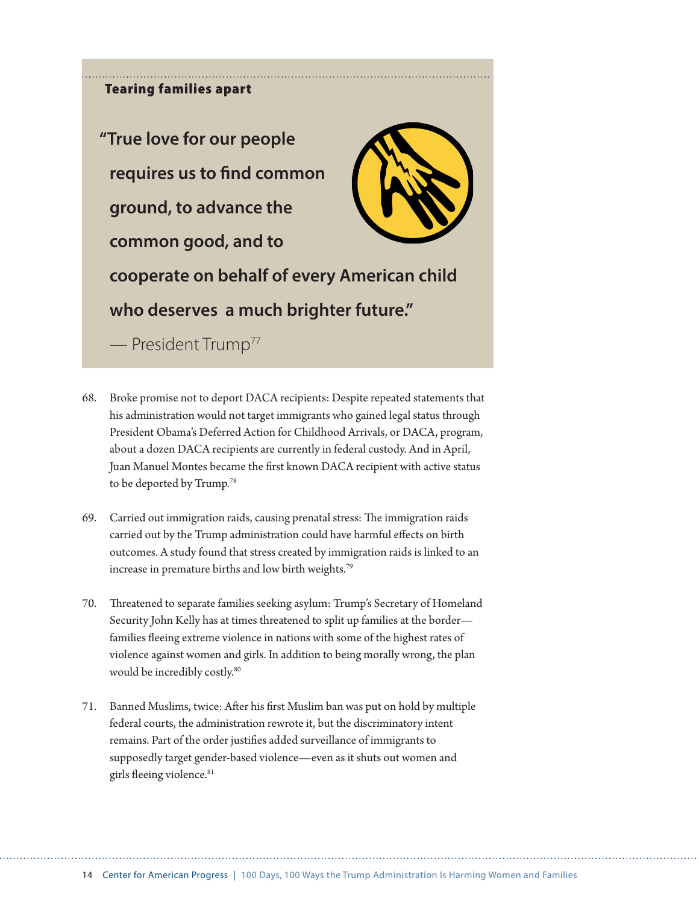### Tearing families apart

**"True love for our people requires us to find common ground, to advance the common good, and to cooperate on behalf of every American child who deserves a much brighter future."**

— President Trump[77]

68. Broke promise not to deport DACA recipients: Despite repeated statements that his administration would not target immigrants who gained legal status through President Obama's Deferred Action for Childhood Arrivals, or DACA, program, about a dozen DACA recipients are currently in federal custody. And in April, Juan Manuel Montes became the first known DACA recipient with active status to be deported by Trump.[78]

69. Carried out immigration raids, causing prenatal stress: The immigration raids carried out by the Trump administration could have harmful effects on birth outcomes. A study found that stress created by immigration raids is linked to an increase in premature births and low birth weights.[79]

70. Threatened to separate families seeking asylum: Trump's Secretary of Homeland Security John Kelly has at times threatened to split up families at the border—families fleeing extreme violence in nations with some of the highest rates of violence against women and girls. In addition to being morally wrong, the plan would be incredibly costly.[80]

71. Banned Muslims, twice: After his first Muslim ban was put on hold by multiple federal courts, the administration rewrote it, but the discriminatory intent remains. Part of the order justifies added surveillance of immigrants to supposedly target gender-based violence—even as it shuts out women and girls fleeing violence.[81]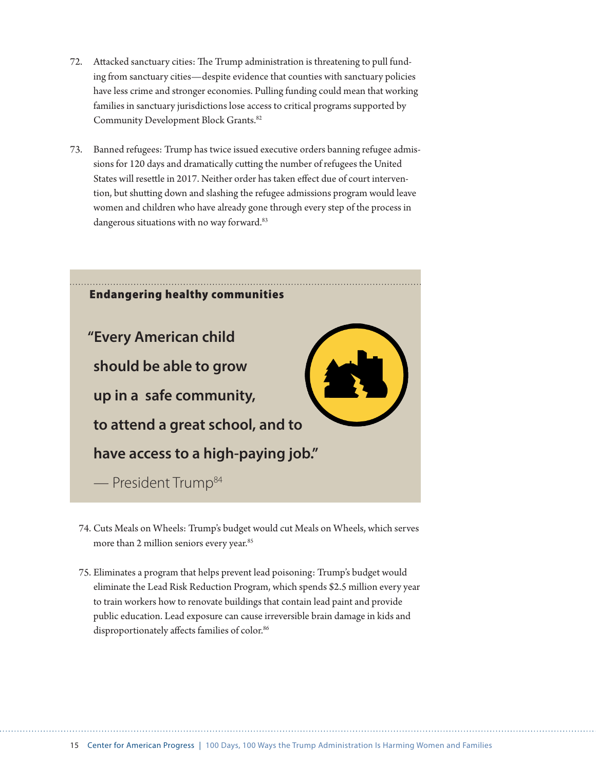72. Attacked sanctuary cities: The Trump administration is threatening to pull funding from sanctuary cities—despite evidence that counties with sanctuary policies have less crime and stronger economies. Pulling funding could mean that working families in sanctuary jurisdictions lose access to critical programs supported by Community Development Block Grants.[82]

73. Banned refugees: Trump has twice issued executive orders banning refugee admissions for 120 days and dramatically cutting the number of refugees the United States will resettle in 2017. Neither order has taken effect due of court intervention, but shutting down and slashing the refugee admissions program would leave women and children who have already gone through every step of the process in dangerous situations with no way forward.[83]

**Endangering healthy communities**

> **"Every American child should be able to grow up in a safe community, to attend a great school, and to have access to a high-paying job."**
>
> — President Trump[84]

74. Cuts Meals on Wheels: Trump's budget would cut Meals on Wheels, which serves more than 2 million seniors every year.[85]

75. Eliminates a program that helps prevent lead poisoning: Trump's budget would eliminate the Lead Risk Reduction Program, which spends $2.5 million every year to train workers how to renovate buildings that contain lead paint and provide public education. Lead exposure can cause irreversible brain damage in kids and disproportionately affects families of color.[86]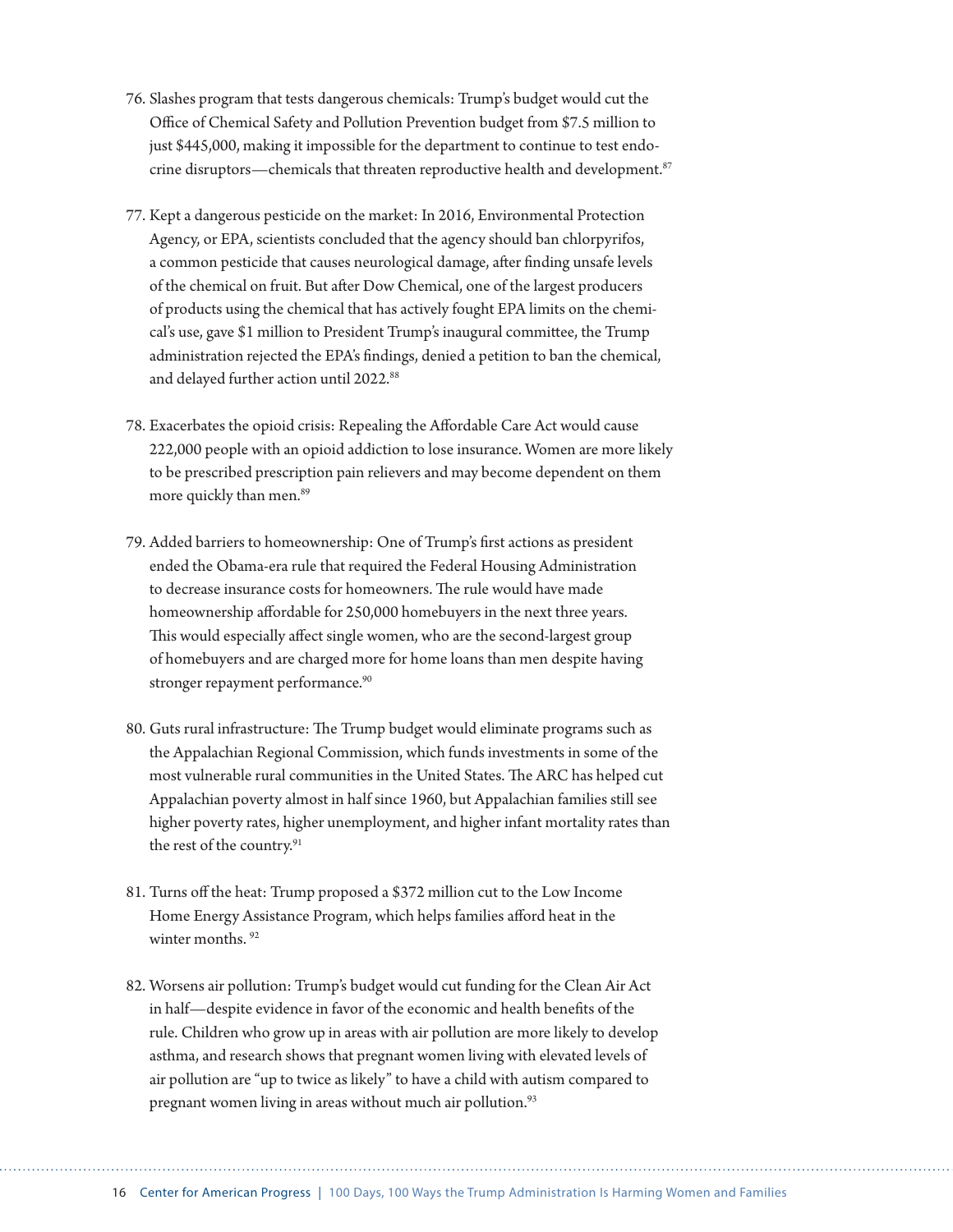76. Slashes program that tests dangerous chemicals: Trump's budget would cut the Office of Chemical Safety and Pollution Prevention budget from $7.5 million to just $445,000, making it impossible for the department to continue to test endocrine disruptors—chemicals that threaten reproductive health and development.[87]

77. Kept a dangerous pesticide on the market: In 2016, Environmental Protection Agency, or EPA, scientists concluded that the agency should ban chlorpyrifos, a common pesticide that causes neurological damage, after finding unsafe levels of the chemical on fruit. But after Dow Chemical, one of the largest producers of products using the chemical that has actively fought EPA limits on the chemical's use, gave $1 million to President Trump's inaugural committee, the Trump administration rejected the EPA's findings, denied a petition to ban the chemical, and delayed further action until 2022.[88]

78. Exacerbates the opioid crisis: Repealing the Affordable Care Act would cause 222,000 people with an opioid addiction to lose insurance. Women are more likely to be prescribed prescription pain relievers and may become dependent on them more quickly than men.[89]

79. Added barriers to homeownership: One of Trump's first actions as president ended the Obama-era rule that required the Federal Housing Administration to decrease insurance costs for homeowners. The rule would have made homeownership affordable for 250,000 homebuyers in the next three years. This would especially affect single women, who are the second-largest group of homebuyers and are charged more for home loans than men despite having stronger repayment performance.[90]

80. Guts rural infrastructure: The Trump budget would eliminate programs such as the Appalachian Regional Commission, which funds investments in some of the most vulnerable rural communities in the United States. The ARC has helped cut Appalachian poverty almost in half since 1960, but Appalachian families still see higher poverty rates, higher unemployment, and higher infant mortality rates than the rest of the country.[91]

81. Turns off the heat: Trump proposed a $372 million cut to the Low Income Home Energy Assistance Program, which helps families afford heat in the winter months.[92]

82. Worsens air pollution: Trump's budget would cut funding for the Clean Air Act in half—despite evidence in favor of the economic and health benefits of the rule. Children who grow up in areas with air pollution are more likely to develop asthma, and research shows that pregnant women living with elevated levels of air pollution are "up to twice as likely" to have a child with autism compared to pregnant women living in areas without much air pollution.[93]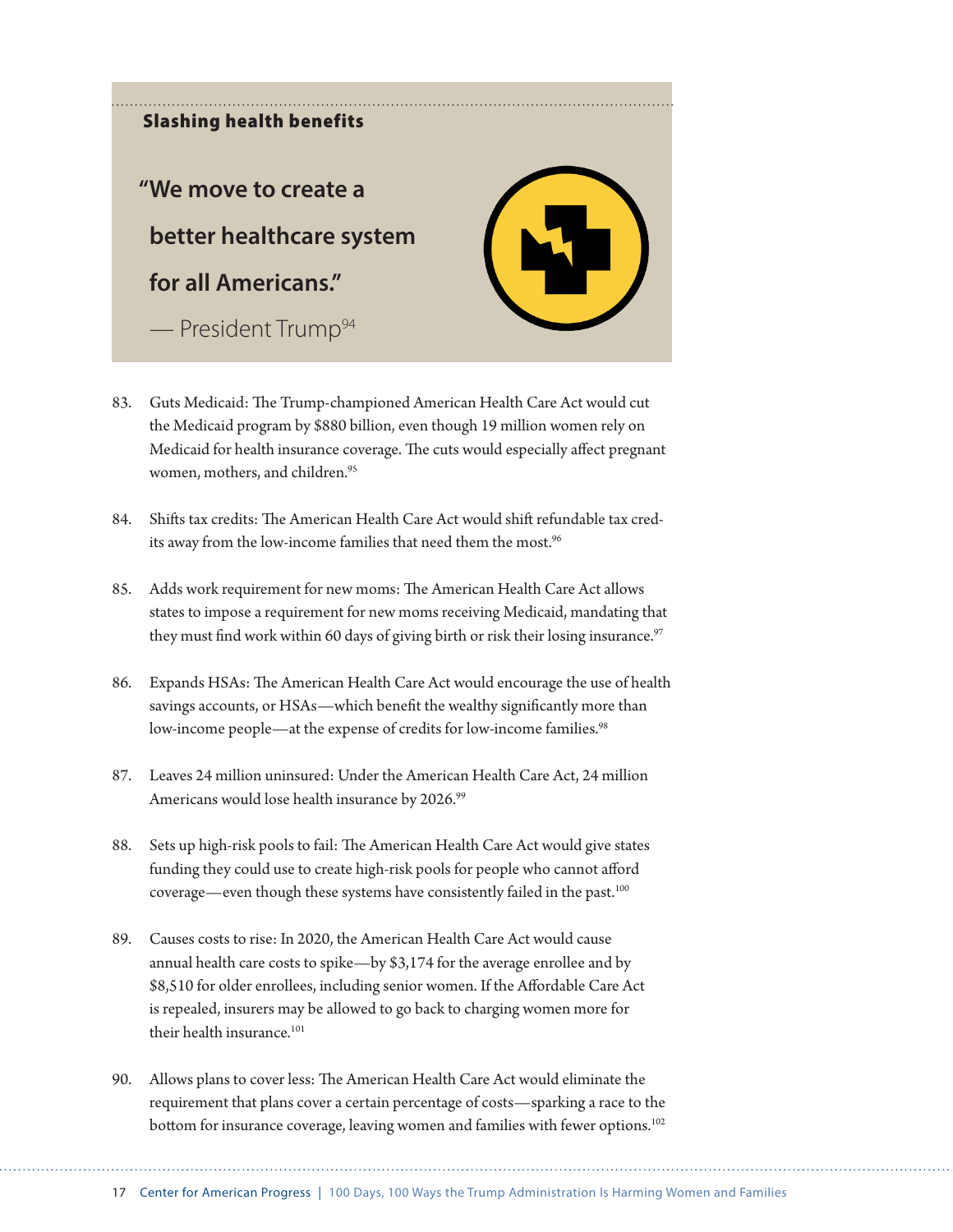## Slashing health benefits

> **"We move to create a better healthcare system for all Americans."**
>
> — President Trump[94]

83. Guts Medicaid: The Trump-championed American Health Care Act would cut the Medicaid program by $880 billion, even though 19 million women rely on Medicaid for health insurance coverage. The cuts would especially affect pregnant women, mothers, and children.[95]

84. Shifts tax credits: The American Health Care Act would shift refundable tax credits away from the low-income families that need them the most.[96]

85. Adds work requirement for new moms: The American Health Care Act allows states to impose a requirement for new moms receiving Medicaid, mandating that they must find work within 60 days of giving birth or risk their losing insurance.[97]

86. Expands HSAs: The American Health Care Act would encourage the use of health savings accounts, or HSAs—which benefit the wealthy significantly more than low-income people—at the expense of credits for low-income families.[98]

87. Leaves 24 million uninsured: Under the American Health Care Act, 24 million Americans would lose health insurance by 2026.[99]

88. Sets up high-risk pools to fail: The American Health Care Act would give states funding they could use to create high-risk pools for people who cannot afford coverage—even though these systems have consistently failed in the past.[100]

89. Causes costs to rise: In 2020, the American Health Care Act would cause annual health care costs to spike—by $3,174 for the average enrollee and by $8,510 for older enrollees, including senior women. If the Affordable Care Act is repealed, insurers may be allowed to go back to charging women more for their health insurance.[101]

90. Allows plans to cover less: The American Health Care Act would eliminate the requirement that plans cover a certain percentage of costs—sparking a race to the bottom for insurance coverage, leaving women and families with fewer options.[102]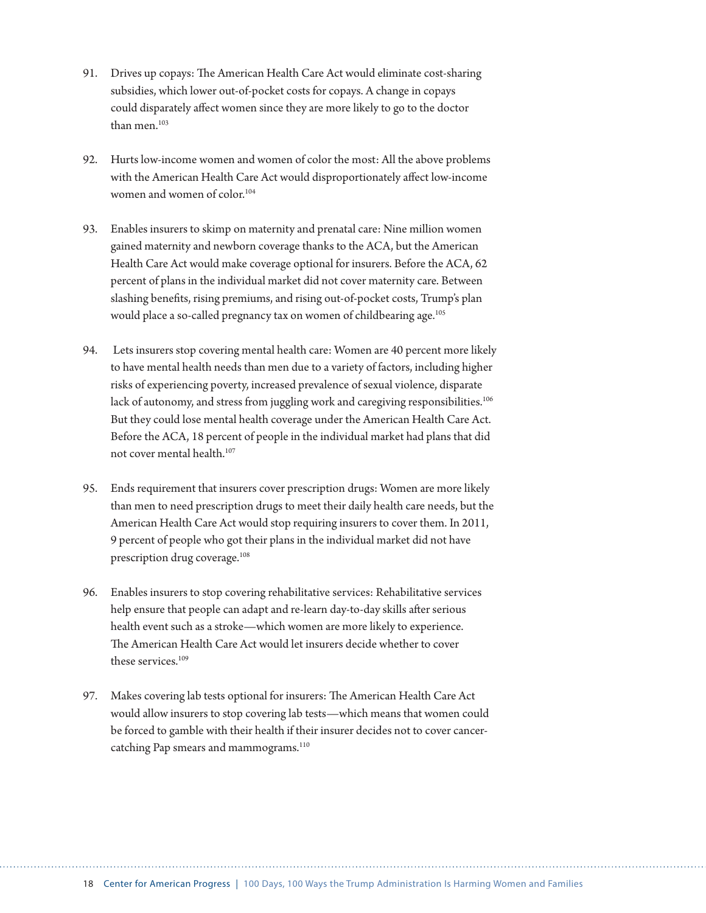91. Drives up copays: The American Health Care Act would eliminate cost-sharing subsidies, which lower out-of-pocket costs for copays. A change in copays could disparately affect women since they are more likely to go to the doctor than men.[103]

92. Hurts low-income women and women of color the most: All the above problems with the American Health Care Act would disproportionately affect low-income women and women of color.[104]

93. Enables insurers to skimp on maternity and prenatal care: Nine million women gained maternity and newborn coverage thanks to the ACA, but the American Health Care Act would make coverage optional for insurers. Before the ACA, 62 percent of plans in the individual market did not cover maternity care. Between slashing benefits, rising premiums, and rising out-of-pocket costs, Trump's plan would place a so-called pregnancy tax on women of childbearing age.[105]

94. Lets insurers stop covering mental health care: Women are 40 percent more likely to have mental health needs than men due to a variety of factors, including higher risks of experiencing poverty, increased prevalence of sexual violence, disparate lack of autonomy, and stress from juggling work and caregiving responsibilities.[106] But they could lose mental health coverage under the American Health Care Act. Before the ACA, 18 percent of people in the individual market had plans that did not cover mental health.[107]

95. Ends requirement that insurers cover prescription drugs: Women are more likely than men to need prescription drugs to meet their daily health care needs, but the American Health Care Act would stop requiring insurers to cover them. In 2011, 9 percent of people who got their plans in the individual market did not have prescription drug coverage.[108]

96. Enables insurers to stop covering rehabilitative services: Rehabilitative services help ensure that people can adapt and re-learn day-to-day skills after serious health event such as a stroke—which women are more likely to experience. The American Health Care Act would let insurers decide whether to cover these services.[109]

97. Makes covering lab tests optional for insurers: The American Health Care Act would allow insurers to stop covering lab tests—which means that women could be forced to gamble with their health if their insurer decides not to cover cancer-catching Pap smears and mammograms.[110]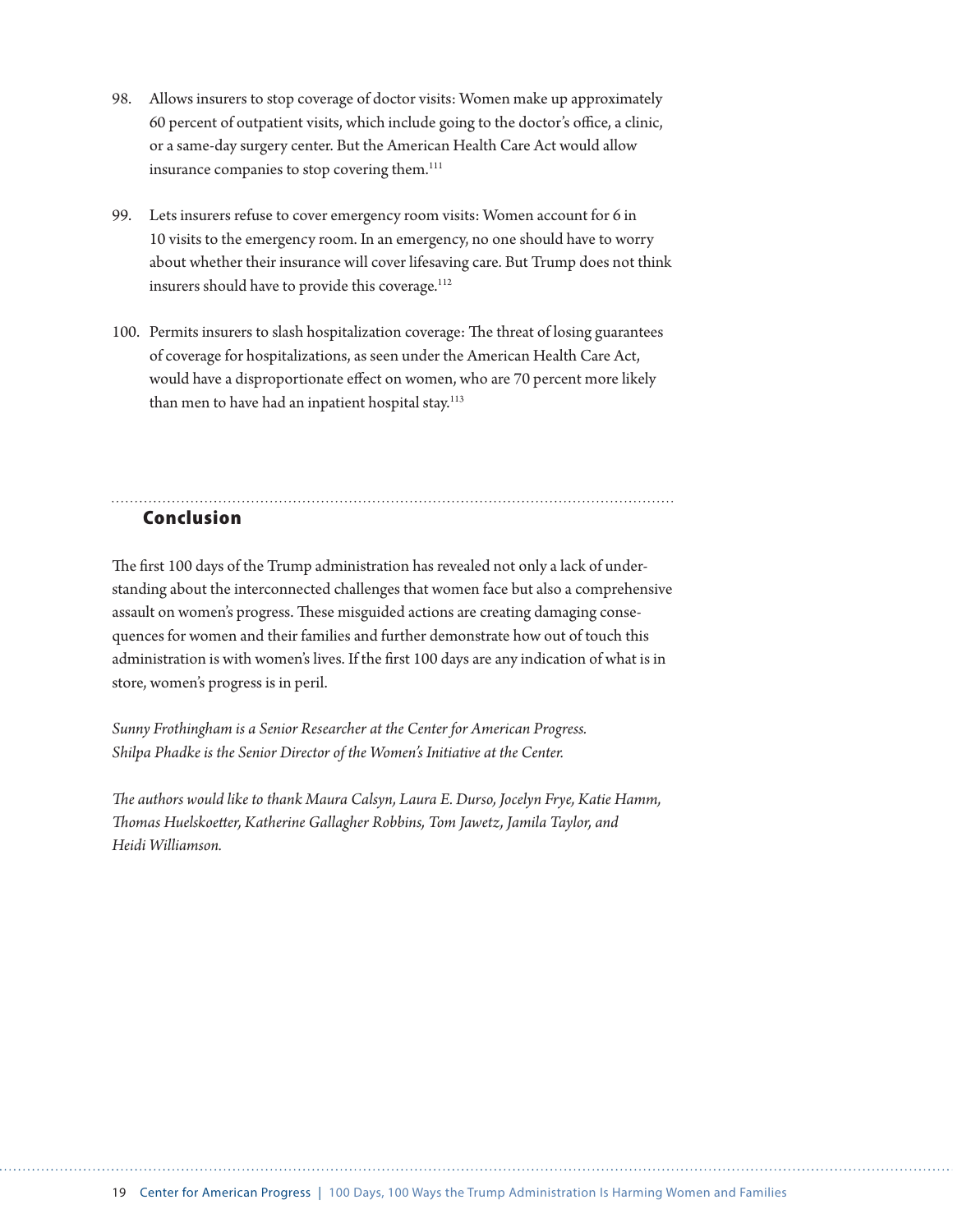98. Allows insurers to stop coverage of doctor visits: Women make up approximately 60 percent of outpatient visits, which include going to the doctor's office, a clinic, or a same-day surgery center. But the American Health Care Act would allow insurance companies to stop covering them.[111]

99. Lets insurers refuse to cover emergency room visits: Women account for 6 in 10 visits to the emergency room. In an emergency, no one should have to worry about whether their insurance will cover lifesaving care. But Trump does not think insurers should have to provide this coverage.[112]

100. Permits insurers to slash hospitalization coverage: The threat of losing guarantees of coverage for hospitalizations, as seen under the American Health Care Act, would have a disproportionate effect on women, who are 70 percent more likely than men to have had an inpatient hospital stay.[113]

## Conclusion

The first 100 days of the Trump administration has revealed not only a lack of understanding about the interconnected challenges that women face but also a comprehensive assault on women's progress. These misguided actions are creating damaging consequences for women and their families and further demonstrate how out of touch this administration is with women's lives. If the first 100 days are any indication of what is in store, women's progress is in peril.

*Sunny Frothingham is a Senior Researcher at the Center for American Progress. Shilpa Phadke is the Senior Director of the Women's Initiative at the Center.*

*The authors would like to thank Maura Calsyn, Laura E. Durso, Jocelyn Frye, Katie Hamm, Thomas Huelskoetter, Katherine Gallagher Robbins, Tom Jawetz, Jamila Taylor, and Heidi Williamson.*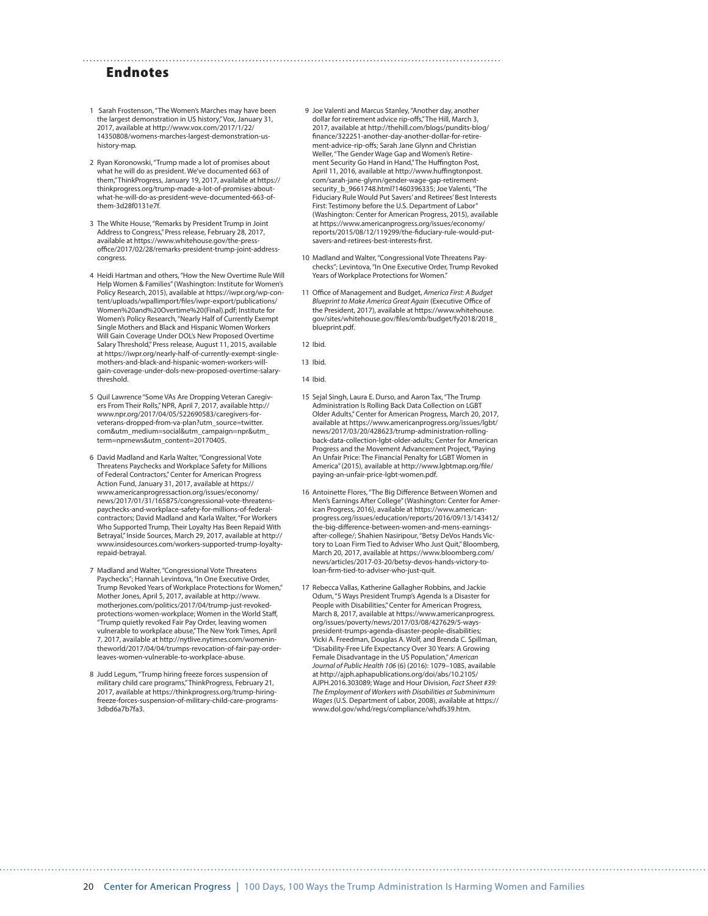## Endnotes

1 Sarah Frostenson, "The Women's Marches may have been the largest demonstration in US history," Vox, January 31, 2017, available at http://www.vox.com/2017/1/22/14350808/womens-marches-largest-demonstration-us-history-map.

2 Ryan Koronowski, "Trump made a lot of promises about what he will do as president. We've documented 663 of them," ThinkProgress, January 19, 2017, available at https://thinkprogress.org/trump-made-a-lot-of-promises-about-what-he-will-do-as-president-weve-documented-663-of-them-3d28f0131e7f.

3 The White House, "Remarks by President Trump in Joint Address to Congress," Press release, February 28, 2017, available at https://www.whitehouse.gov/the-press-office/2017/02/28/remarks-president-trump-joint-address-congress.

4 Heidi Hartman and others, "How the New Overtime Rule Will Help Women & Families" (Washington: Institute for Women's Policy Research, 2015), available at https://iwpr.org/wp-content/uploads/wpallimport/files/iwpr-export/publications/Women%20and%20Overtime%20(Final).pdf; Institute for Women's Policy Research, "Nearly Half of Currently Exempt Single Mothers and Black and Hispanic Women Workers Will Gain Coverage Under DOL's New Proposed Overtime Salary Threshold," Press release, August 11, 2015, available at https://iwpr.org/nearly-half-of-currently-exempt-single-mothers-and-black-and-hispanic-women-workers-will-gain-coverage-under-dols-new-proposed-overtime-salary-threshold.

5 Quil Lawrence "Some VAs Are Dropping Veteran Caregivers From Their Rolls," NPR, April 7, 2017, available http://www.npr.org/2017/04/05/522690583/caregivers-for-veterans-dropped-from-va-plan?utm_source=twitter.com&utm_medium=social&utm_campaign=npr&utm_term=nprnews&utm_content=20170405.

6 David Madland and Karla Walter, "Congressional Vote Threatens Paychecks and Workplace Safety for Millions of Federal Contractors," Center for American Progress Action Fund, January 31, 2017, available at https://www.americanprogressaction.org/issues/economy/news/2017/01/31/165875/congressional-vote-threatens-paychecks-and-workplace-safety-for-millions-of-federal-contractors; David Madland and Karla Walter, "For Workers Who Supported Trump, Their Loyalty Has Been Repaid With Betrayal," Inside Sources, March 29, 2017, available at http://www.insidesources.com/workers-supported-trump-loyalty-repaid-betrayal.

7 Madland and Walter, "Congressional Vote Threatens Paychecks"; Hannah Levintova, "In One Executive Order, Trump Revoked Years of Workplace Protections for Women," Mother Jones, April 5, 2017, available at http://www.motherjones.com/politics/2017/04/trump-just-revoked-protections-women-workplace; Women in the World Staff, "Trump quietly revoked Fair Pay Order, leaving women vulnerable to workplace abuse," The New York Times, April 7, 2017, available at http://nytlive.nytimes.com/womenintheworld/2017/04/04/trumps-revocation-of-fair-pay-order-leaves-women-vulnerable-to-workplace-abuse.

8 Judd Legum, "Trump hiring freeze forces suspension of military child care programs," ThinkProgress, February 21, 2017, available at https://thinkprogress.org/trump-hiring-freeze-forces-suspension-of-military-child-care-programs-3dbd6a7b7fa3.

9 Joe Valenti and Marcus Stanley, "Another day, another dollar for retirement advice rip-offs," The Hill, March 3, 2017, available at http://thehill.com/blogs/pundits-blog/finance/322251-another-day-another-dollar-for-retirement-advice-rip-offs; Sarah Jane Glynn and Christian Weller, "The Gender Wage Gap and Women's Retirement Security Go Hand in Hand," The Huffington Post, April 11, 2016, available at http://www.huffingtonpost.com/sarah-jane-glynn/gender-wage-gap-retirement-security_b_9661748.html?1460396335; Joe Valenti, "The Fiduciary Rule Would Put Savers' and Retirees' Best Interests First: Testimony before the U.S. Department of Labor" (Washington: Center for American Progress, 2015), available at https://www.americanprogress.org/issues/economy/reports/2015/08/12/119299/the-fiduciary-rule-would-put-savers-and-retirees-best-interests-first.

10 Madland and Walter, "Congressional Vote Threatens Paychecks"; Levintova, "In One Executive Order, Trump Revoked Years of Workplace Protections for Women."

11 Office of Management and Budget, *America First: A Budget Blueprint to Make America Great Again* (Executive Office of the President, 2017), available at https://www.whitehouse.gov/sites/whitehouse.gov/files/omb/budget/fy2018/2018_blueprint.pdf.

12 Ibid.

13 Ibid.

14 Ibid.

15 Sejal Singh, Laura E. Durso, and Aaron Tax, "The Trump Administration Is Rolling Back Data Collection on LGBT Older Adults," Center for American Progress, March 20, 2017, available at https://www.americanprogress.org/issues/lgbt/news/2017/03/20/428623/trump-administration-rolling-back-data-collection-lgbt-older-adults; Center for American Progress and the Movement Advancement Project, "Paying An Unfair Price: The Financial Penalty for LGBT Women in America" (2015), available at http://www.lgbtmap.org/file/paying-an-unfair-price-lgbt-women.pdf.

16 Antoinette Flores, "The Big Difference Between Women and Men's Earnings After College" (Washington: Center for American Progress, 2016), available at https://www.americanprogress.org/issues/education/reports/2016/09/13/143412/the-big-difference-between-women-and-mens-earnings-after-college/; Shahien Nasiripour, "Betsy DeVos Hands Victory to Loan Firm Tied to Adviser Who Just Quit," Bloomberg, March 20, 2017, available at https://www.bloomberg.com/news/articles/2017-03-20/betsy-devos-hands-victory-to-loan-firm-tied-to-adviser-who-just-quit.

17 Rebecca Vallas, Katherine Gallagher Robbins, and Jackie Odum, "5 Ways President Trump's Agenda Is a Disaster for People with Disabilities," Center for American Progress, March 8, 2017, available at https://www.americanprogress.org/issues/poverty/news/2017/03/08/427629/5-ways-president-trumps-agenda-disaster-people-disabilities; Vicki A. Freedman, Douglas A. Wolf, and Brenda C. Spillman, "Disability-Free Life Expectancy Over 30 Years: A Growing Female Disadvantage in the US Population," *American Journal of Public Health 106* (6) (2016): 1079–1085, available at http://ajph.aphapublications.org/doi/abs/10.2105/AJPH.2016.303089; Wage and Hour Division, *Fact Sheet #39: The Employment of Workers with Disabilities at Subminimum Wages* (U.S. Department of Labor, 2008), available at https://www.dol.gov/whd/regs/compliance/whdfs39.htm.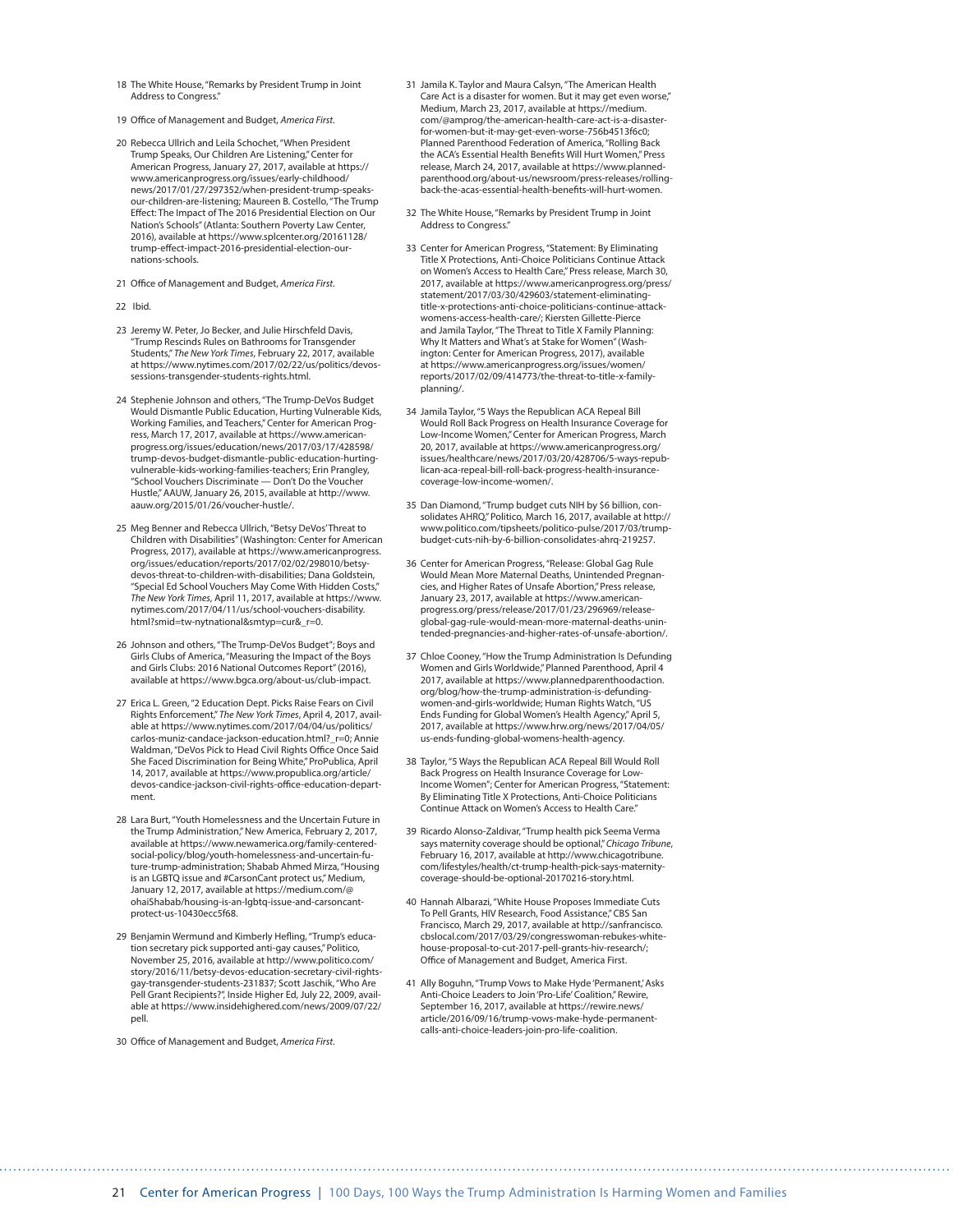18 The White House, "Remarks by President Trump in Joint Address to Congress."

19 Office of Management and Budget, *America First*.

20 Rebecca Ullrich and Leila Schochet, "When President Trump Speaks, Our Children Are Listening," Center for American Progress, January 27, 2017, available at https://www.americanprogress.org/issues/early-childhood/news/2017/01/27/297352/when-president-trump-speaks-our-children-are-listening; Maureen B. Costello, "The Trump Effect: The Impact of The 2016 Presidential Election on Our Nation's Schools" (Atlanta: Southern Poverty Law Center, 2016), available at https://www.splcenter.org/20161128/trump-effect-impact-2016-presidential-election-our-nations-schools.

21 Office of Management and Budget, *America First*.

22 Ibid.

23 Jeremy W. Peter, Jo Becker, and Julie Hirschfeld Davis, "Trump Rescinds Rules on Bathrooms for Transgender Students," *The New York Times*, February 22, 2017, available at https://www.nytimes.com/2017/02/22/us/politics/devos-sessions-transgender-students-rights.html.

24 Stephenie Johnson and others, "The Trump-DeVos Budget Would Dismantle Public Education, Hurting Vulnerable Kids, Working Families, and Teachers," Center for American Progress, March 17, 2017, available at https://www.americanprogress.org/issues/education/news/2017/03/17/428598/trump-devos-budget-dismantle-public-education-hurting-vulnerable-kids-working-families-teachers; Erin Prangley, "School Vouchers Discriminate — Don't Do the Voucher Hustle," AAUW, January 26, 2015, available at http://www.aauw.org/2015/01/26/voucher-hustle/.

25 Meg Benner and Rebecca Ullrich, "Betsy DeVos' Threat to Children with Disabilities" (Washington: Center for American Progress, 2017), available at https://www.americanprogress.org/issues/education/reports/2017/02/02/298010/betsy-devos-threat-to-children-with-disabilities; Dana Goldstein, "Special Ed School Vouchers May Come With Hidden Costs," *The New York Times*, April 11, 2017, available at https://www.nytimes.com/2017/04/11/us/school-vouchers-disability.html?smid=tw-nytnational&smtyp=cur&_r=0.

26 Johnson and others, "The Trump-DeVos Budget"; Boys and Girls Clubs of America, "Measuring the Impact of the Boys and Girls Clubs: 2016 National Outcomes Report" (2016), available at https://www.bgca.org/about-us/club-impact.

27 Erica L. Green, "2 Education Dept. Picks Raise Fears on Civil Rights Enforcement," *The New York Times*, April 4, 2017, available at https://www.nytimes.com/2017/04/04/us/politics/carlos-muniz-candace-jackson-education.html?_r=0; Annie Waldman, "DeVos Pick to Head Civil Rights Office Once Said She Faced Discrimination for Being White," ProPublica, April 14, 2017, available at https://www.propublica.org/article/devos-candice-jackson-civil-rights-office-education-department.

28 Lara Burt, "Youth Homelessness and the Uncertain Future in the Trump Administration," New America, February 2, 2017, available at https://www.newamerica.org/family-centered-social-policy/blog/youth-homelessness-and-uncertain-future-trump-administration; Shabab Ahmed Mirza, "Housing is an LGBTQ issue and #CarsonCant protect us," Medium, January 12, 2017, available at https://medium.com/@ohaiShabab/housing-is-an-lgbtq-issue-and-carsoncant-protect-us-10430ecc5f68.

29 Benjamin Wermund and Kimberly Hefling, "Trump's education secretary pick supported anti-gay causes," Politico, November 25, 2016, available at http://www.politico.com/story/2016/11/betsy-devos-education-secretary-civil-rights-gay-transgender-students-231837; Scott Jaschik, "Who Are Pell Grant Recipients?", Inside Higher Ed, July 22, 2009, available at https://www.insidehighered.com/news/2009/07/22/pell.

30 Office of Management and Budget, *America First*.

31 Jamila K. Taylor and Maura Calsyn, "The American Health Care Act is a disaster for women. But it may get even worse," Medium, March 23, 2017, available at https://medium.com/@amprog/the-american-health-care-act-is-a-disaster-for-women-but-it-may-get-even-worse-756b4513f6c0; Planned Parenthood Federation of America, "Rolling Back the ACA's Essential Health Benefits Will Hurt Women," Press release, March 24, 2017, available at https://www.plannedparenthood.org/about-us/newsroom/press-releases/rolling-back-the-acas-essential-health-benefits-will-hurt-women.

32 The White House, "Remarks by President Trump in Joint Address to Congress."

33 Center for American Progress, "Statement: By Eliminating Title X Protections, Anti-Choice Politicians Continue Attack on Women's Access to Health Care," Press release, March 30, 2017, available at https://www.americanprogress.org/press/statement/2017/03/30/429603/statement-eliminating-title-x-protections-anti-choice-politicians-continue-attack-womens-access-health-care/; Kiersten Gillette-Pierce and Jamila Taylor, "The Threat to Title X Family Planning: Why It Matters and What's at Stake for Women" (Washington: Center for American Progress, 2017), available at https://www.americanprogress.org/issues/women/reports/2017/02/09/414773/the-threat-to-title-x-family-planning/.

34 Jamila Taylor, "5 Ways the Republican ACA Repeal Bill Would Roll Back Progress on Health Insurance Coverage for Low-Income Women," Center for American Progress, March 20, 2017, available at https://www.americanprogress.org/issues/healthcare/news/2017/03/20/428706/5-ways-republican-aca-repeal-bill-roll-back-progress-health-insurance-coverage-low-income-women/.

35 Dan Diamond, "Trump budget cuts NIH by $6 billion, consolidates AHRQ," Politico, March 16, 2017, available at http://www.politico.com/tipsheets/politico-pulse/2017/03/trump-budget-cuts-nih-by-6-billion-consolidates-ahrq-219257.

36 Center for American Progress, "Release: Global Gag Rule Would Mean More Maternal Deaths, Unintended Pregnancies, and Higher Rates of Unsafe Abortion," Press release, January 23, 2017, available at https://www.americanprogress.org/press/release/2017/01/23/296969/release-global-gag-rule-would-mean-more-maternal-deaths-unintended-pregnancies-and-higher-rates-of-unsafe-abortion/.

37 Chloe Cooney, "How the Trump Administration Is Defunding Women and Girls Worldwide," Planned Parenthood, April 4 2017, available at https://www.plannedparenthoodaction.org/blog/how-the-trump-administration-is-defunding-women-and-girls-worldwide; Human Rights Watch, "US Ends Funding for Global Women's Health Agency," April 5, 2017, available at https://www.hrw.org/news/2017/04/05/us-ends-funding-global-womens-health-agency.

38 Taylor, "5 Ways the Republican ACA Repeal Bill Would Roll Back Progress on Health Insurance Coverage for Low-Income Women"; Center for American Progress, "Statement: By Eliminating Title X Protections, Anti-Choice Politicians Continue Attack on Women's Access to Health Care."

39 Ricardo Alonso-Zaldivar, "Trump health pick Seema Verma says maternity coverage should be optional," *Chicago Tribune*, February 16, 2017, available at http://www.chicagotribune.com/lifestyles/health/ct-trump-health-pick-says-maternity-coverage-should-be-optional-20170216-story.html.

40 Hannah Albarazi, "White House Proposes Immediate Cuts To Pell Grants, HIV Research, Food Assistance," CBS San Francisco, March 29, 2017, available at http://sanfrancisco.cbslocal.com/2017/03/29/congresswoman-rebukes-white-house-proposal-to-cut-2017-pell-grants-hiv-research/; Office of Management and Budget, America First.

41 Ally Boguhn, "Trump Vows to Make Hyde 'Permanent,' Asks Anti-Choice Leaders to Join 'Pro-Life' Coalition," Rewire, September 16, 2017, available at https://rewire.news/article/2016/09/16/trump-vows-make-hyde-permanent-calls-anti-choice-leaders-join-pro-life-coalition.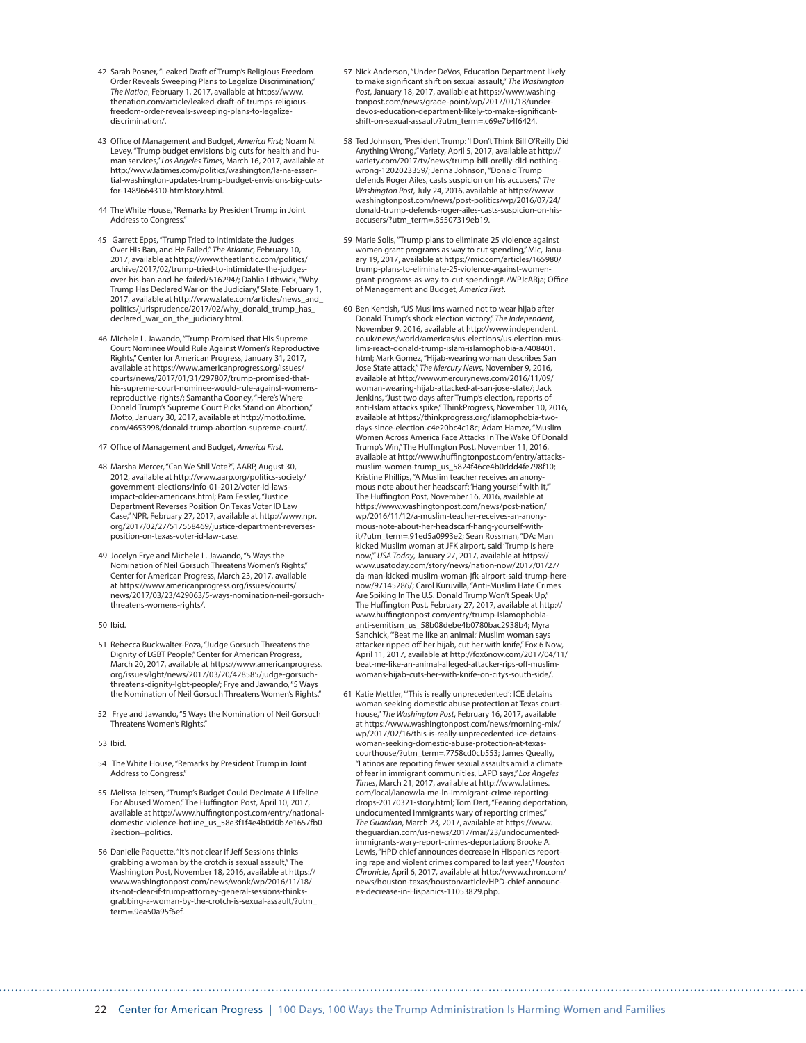42 Sarah Posner, "Leaked Draft of Trump's Religious Freedom Order Reveals Sweeping Plans to Legalize Discrimination," *The Nation*, February 1, 2017, available at https://www.thenation.com/article/leaked-draft-of-trumps-religious-freedom-order-reveals-sweeping-plans-to-legalize-discrimination/.

43 Office of Management and Budget, *America First*; Noam N. Levey, "Trump budget envisions big cuts for health and human services," *Los Angeles Times*, March 16, 2017, available at http://www.latimes.com/politics/washington/la-na-essential-washington-updates-trump-budget-envisions-big-cuts-for-1489664310-htmlstory.html.

44 The White House, "Remarks by President Trump in Joint Address to Congress."

45 Garrett Epps, "Trump Tried to Intimidate the Judges Over His Ban, and He Failed," *The Atlantic*, February 10, 2017, available at https://www.theatlantic.com/politics/archive/2017/02/trump-tried-to-intimidate-the-judges-over-his-ban-and-he-failed/516294/; Dahlia Lithwick, "Why Trump Has Declared War on the Judiciary," Slate, February 1, 2017, available at http://www.slate.com/articles/news_and_politics/jurisprudence/2017/02/why_donald_trump_has_declared_war_on_the_judiciary.html.

46 Michele L. Jawando, "Trump Promised that His Supreme Court Nominee Would Rule Against Women's Reproductive Rights," Center for American Progress, January 31, 2017, available at https://www.americanprogress.org/issues/courts/news/2017/01/31/297807/trump-promised-that-his-supreme-court-nominee-would-rule-against-womens-reproductive-rights/; Samantha Cooney, "Here's Where Donald Trump's Supreme Court Picks Stand on Abortion," Motto, January 30, 2017, available at http://motto.time.com/4653998/donald-trump-abortion-supreme-court/.

47 Office of Management and Budget, *America First*.

48 Marsha Mercer, "Can We Still Vote?", AARP, August 30, 2012, available at http://www.aarp.org/politics-society/government-elections/info-01-2012/voter-id-laws-impact-older-americans.html; Pam Fessler, "Justice Department Reverses Position On Texas Voter ID Law Case," NPR, February 27, 2017, available at http://www.npr.org/2017/02/27/517558469/justice-department-reverses-position-on-texas-voter-id-law-case.

49 Jocelyn Frye and Michele L. Jawando, "5 Ways the Nomination of Neil Gorsuch Threatens Women's Rights," Center for American Progress, March 23, 2017, available at https://www.americanprogress.org/issues/courts/news/2017/03/23/429063/5-ways-nomination-neil-gorsuch-threatens-womens-rights/.

50 Ibid.

51 Rebecca Buckwalter-Poza, "Judge Gorsuch Threatens the Dignity of LGBT People," Center for American Progress, March 20, 2017, available at https://www.americanprogress.org/issues/lgbt/news/2017/03/20/428585/judge-gorsuch-threatens-dignity-lgbt-people/; Frye and Jawando, "5 Ways the Nomination of Neil Gorsuch Threatens Women's Rights."

52 Frye and Jawando, "5 Ways the Nomination of Neil Gorsuch Threatens Women's Rights."

53 Ibid.

54 The White House, "Remarks by President Trump in Joint Address to Congress."

55 Melissa Jeltsen, "Trump's Budget Could Decimate A Lifeline For Abused Women," The Huffington Post, April 10, 2017, available at http://www.huffingtonpost.com/entry/national-domestic-violence-hotline_us_58e3f1f4e4b0d0b7e1657fb0?section=politics.

56 Danielle Paquette, "It's not clear if Jeff Sessions thinks grabbing a woman by the crotch is sexual assault," The Washington Post, November 18, 2016, available at https://www.washingtonpost.com/news/wonk/wp/2016/11/18/its-not-clear-if-trump-attorney-general-sessions-thinks-grabbing-a-woman-by-the-crotch-is-sexual-assault/?utm_term=.9ea50a95f6ef.

57 Nick Anderson, "Under DeVos, Education Department likely to make significant shift on sexual assault," *The Washington Post*, January 18, 2017, available at https://www.washingtonpost.com/news/grade-point/wp/2017/01/18/under-devos-education-department-likely-to-make-significant-shift-on-sexual-assault/?utm_term=.c69e7b4f6424.

58 Ted Johnson, "President Trump: 'I Don't Think Bill O'Reilly Did Anything Wrong,'" Variety, April 5, 2017, available at http://variety.com/2017/tv/news/trump-bill-oreilly-did-nothing-wrong-1202023359/; Jenna Johnson, "Donald Trump defends Roger Ailes, casts suspicion on his accusers," *The Washington Post*, July 24, 2016, available at https://www.washingtonpost.com/news/post-politics/wp/2016/07/24/donald-trump-defends-roger-ailes-casts-suspicion-on-his-accusers/?utm_term=.85507319eb19.

59 Marie Solis, "Trump plans to eliminate 25 violence against women grant programs as way to cut spending," Mic, January 19, 2017, available at https://mic.com/articles/165980/trump-plans-to-eliminate-25-violence-against-women-grant-programs-as-way-to-cut-spending#.7WPJcARja; Office of Management and Budget, *America First*.

60 Ben Kentish, "US Muslims warned not to wear hijab after Donald Trump's shock election victory," *The Independent*, November 9, 2016, available at http://www.independent.co.uk/news/world/americas/us-elections/us-election-muslims-react-donald-trump-islam-islamophobia-a7408401.html; Mark Gomez, "Hijab-wearing woman describes San Jose State attack," *The Mercury News*, November 9, 2016, available at http://www.mercurynews.com/2016/11/09/woman-wearing-hijab-attacked-at-san-jose-state/; Jack Jenkins, "Just two days after Trump's election, reports of anti-Islam attacks spike," ThinkProgress, November 10, 2016, available at https://thinkprogress.org/islamophobia-two-days-since-election-c4e20bc4c18c; Adam Hamze, "Muslim Women Across America Face Attacks In The Wake Of Donald Trump's Win," The Huffington Post, November 11, 2016, available at http://www.huffingtonpost.com/entry/attacks-muslim-women-trump_us_5824f46ce4b0ddd4fe798f10; Kristine Phillips, "A Muslim teacher receives an anonymous note about her headscarf: 'Hang yourself with it,'" The Huffington Post, November 16, 2016, available at https://www.washingtonpost.com/news/post-nation/wp/2016/11/12/a-muslim-teacher-receives-an-anonymous-note-about-her-headscarf-hang-yourself-with-it/?utm_term=.91ed5a0993e2; Sean Rossman, "DA: Man kicked Muslim woman at JFK airport, said 'Trump is here now,'" *USA Today*, January 27, 2017, available at https://www.usatoday.com/story/news/nation-now/2017/01/27/da-man-kicked-muslim-woman-jfk-airport-said-trump-here-now/97145286/; Carol Kuruvilla, "Anti-Muslim Hate Crimes Are Spiking In The U.S. Donald Trump Won't Speak Up," The Huffington Post, February 27, 2017, available at http://www.huffingtonpost.com/entry/trump-islamophobia-anti-semitism_us_58b08debe4b0780bac2938b4; Myra Sanchick, "'Beat me like an animal:' Muslim woman says attacker ripped off her hijab, cut her with knife," Fox 6 Now, April 11, 2017, available at http://fox6now.com/2017/04/11/beat-me-like-an-animal-alleged-attacker-rips-off-muslim-womans-hijab-cuts-her-with-knife-on-citys-south-side/.

61 Katie Mettler, "'This is really unprecedented': ICE detains woman seeking domestic abuse protection at Texas courthouse," *The Washington Post*, February 16, 2017, available at https://www.washingtonpost.com/news/morning-mix/wp/2017/02/16/this-is-really-unprecedented-ice-detains-woman-seeking-domestic-abuse-protection-at-texas-courthouse/?utm_term=.7758cd0cb553; James Queally, "Latinos are reporting fewer sexual assaults amid a climate of fear in immigrant communities, LAPD says," *Los Angeles Times*, March 21, 2017, available at http://www.latimes.com/local/lanow/la-me-ln-immigrant-crime-reporting-drops-20170321-story.html; Tom Dart, "Fearing deportation, undocumented immigrants wary of reporting crimes," *The Guardian*, March 23, 2017, available at https://www.theguardian.com/us-news/2017/mar/23/undocumented-immigrants-wary-report-crimes-deportation; Brooke A. Lewis, "HPD chief announces decrease in Hispanics reporting rape and violent crimes compared to last year," *Houston Chronicle*, April 6, 2017, available at http://www.chron.com/news/houston-texas/houston/article/HPD-chief-announces-decrease-in-Hispanics-11053829.php.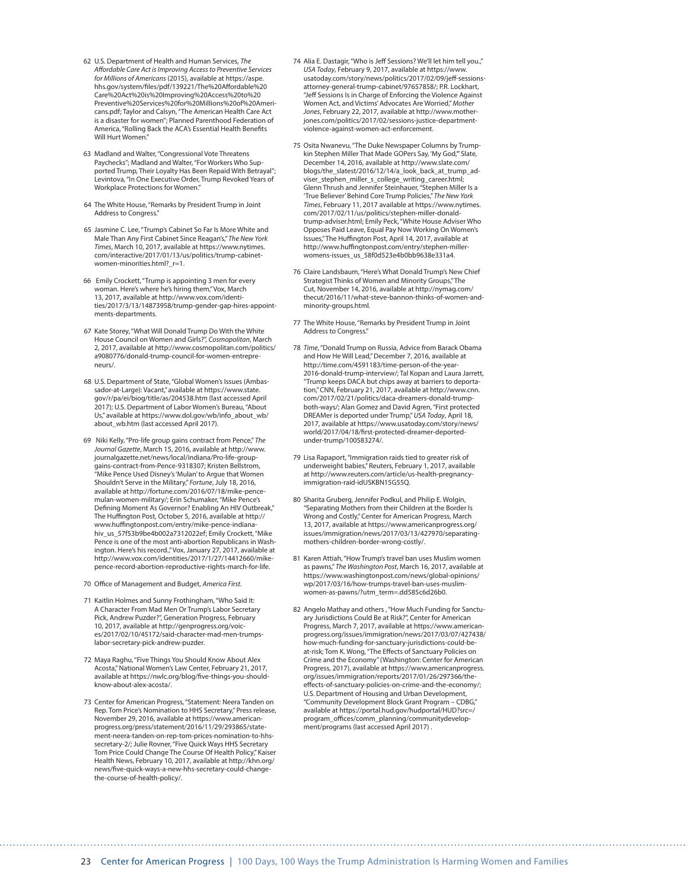62 U.S. Department of Health and Human Services, *The Affordable Care Act is Improving Access to Preventive Services for Millions of Americans* (2015), available at https://aspe.hhs.gov/system/files/pdf/139221/The%20Affordable%20Care%20Act%20is%20Improving%20Access%20to%20Preventive%20Services%20for%20Millions%20of%20Americans.pdf; Taylor and Calsyn, "The American Health Care Act is a disaster for women"; Planned Parenthood Federation of America, "Rolling Back the ACA's Essential Health Benefits Will Hurt Women."

63 Madland and Walter, "Congressional Vote Threatens Paychecks"; Madland and Walter, "For Workers Who Supported Trump, Their Loyalty Has Been Repaid With Betrayal"; Levintova, "In One Executive Order, Trump Revoked Years of Workplace Protections for Women."

64 The White House, "Remarks by President Trump in Joint Address to Congress."

65 Jasmine C. Lee, "Trump's Cabinet So Far Is More White and Male Than Any First Cabinet Since Reagan's," *The New York Times*, March 10, 2017, available at https://www.nytimes.com/interactive/2017/01/13/us/politics/trump-cabinet-women-minorities.html?_r=1.

66 Emily Crockett, "Trump is appointing 3 men for every woman. Here's where he's hiring them," Vox, March 13, 2017, available at http://www.vox.com/identities/2017/3/13/14873958/trump-gender-gap-hires-appointments-departments.

67 Kate Storey, "What Will Donald Trump Do With the White House Council on Women and Girls?", *Cosmopolitan*, March 2, 2017, available at http://www.cosmopolitan.com/politics/a9080776/donald-trump-council-for-women-entrepreneurs/.

68 U.S. Department of State, "Global Women's Issues (Ambassador-at-Large): Vacant," available at https://www.state.gov/r/pa/ei/biog/title/as/204538.htm (last accessed April 2017); U.S. Department of Labor Women's Bureau, "About Us," available at https://www.dol.gov/wb/info_about_wb/about_wb.htm (last accessed April 2017).

69 Niki Kelly, "Pro-life group gains contract from Pence," *The Journal Gazette*, March 15, 2016, available at http://www.journalgazette.net/news/local/indiana/Pro-life-group-gains-contract-from-Pence-9318307; Kristen Bellstrom, "Mike Pence Used Disney's 'Mulan' to Argue that Women Shouldn't Serve in the Military," *Fortune*, July 18, 2016, available at http://fortune.com/2016/07/18/mike-pence-mulan-women-military/; Erin Schumaker, "Mike Pence's Defining Moment As Governor? Enabling An HIV Outbreak," The Huffington Post, October 5, 2016, available at http://www.huffingtonpost.com/entry/mike-pence-indiana-hiv_us_57f53b9be4b002a7312022ef; Emily Crockett, "Mike Pence is one of the most anti-abortion Republicans in Washington. Here's his record.," Vox, January 27, 2017, available at http://www.vox.com/identities/2017/1/27/14412660/mike-pence-record-abortion-reproductive-rights-march-for-life.

70 Office of Management and Budget, *America First*.

71 Kaitlin Holmes and Sunny Frothingham, "Who Said It: A Character From Mad Men Or Trump's Labor Secretary Pick, Andrew Puzder?", Generation Progress, February 10, 2017, available at http://genprogress.org/voices/2017/02/10/45172/said-character-mad-men-trumps-labor-secretary-pick-andrew-puzder.

72 Maya Raghu, "Five Things You Should Know About Alex Acosta," National Women's Law Center, February 21, 2017, available at https://nwlc.org/blog/five-things-you-should-know-about-alex-acosta/.

73 Center for American Progress, "Statement: Neera Tanden on Rep. Tom Price's Nomination to HHS Secretary," Press release, November 29, 2016, available at https://www.americanprogress.org/press/statement/2016/11/29/293865/statement-neera-tanden-on-rep-tom-prices-nomination-to-hhs-secretary-2/; Julie Rovner, "Five Quick Ways HHS Secretary Tom Price Could Change The Course Of Health Policy," Kaiser Health News, February 10, 2017, available at http://khn.org/news/five-quick-ways-a-new-hhs-secretary-could-change-the-course-of-health-policy/.

74 Alia E. Dastagir, "Who is Jeff Sessions? We'll let him tell you.," *USA Today*, February 9, 2017, available at https://www.usatoday.com/story/news/politics/2017/02/09/jeff-sessions-attorney-general-trump-cabinet/97657858/; P.R. Lockhart, "Jeff Sessions Is in Charge of Enforcing the Violence Against Women Act, and Victims' Advocates Are Worried," *Mother Jones*, February 22, 2017, available at http://www.motherjones.com/politics/2017/02/sessions-justice-department-violence-against-women-act-enforcement.

75 Osita Nwanevu, "The Duke Newspaper Columns by Trumpkin Stephen Miller That Made GOPers Say, 'My God,'" Slate, December 14, 2016, available at http://www.slate.com/blogs/the_slatest/2016/12/14/a_look_back_at_trump_adviser_stephen_miller_s_college_writing_career.html; Glenn Thrush and Jennifer Steinhauer, "Stephen Miller Is a 'True Believer' Behind Core Trump Policies," *The New York Times*, February 11, 2017 available at https://www.nytimes.com/2017/02/11/us/politics/stephen-miller-donald-trump-adviser.html; Emily Peck, "White House Adviser Who Opposes Paid Leave, Equal Pay Now Working On Women's Issues," The Huffington Post, April 14, 2017, available at http://www.huffingtonpost.com/entry/stephen-miller-womens-issues_us_58f0d523e4b0bb9638e331a4.

76 Claire Landsbaum, "Here's What Donald Trump's New Chief Strategist Thinks of Women and Minority Groups," The Cut, November 14, 2016, available at http://nymag.com/thecut/2016/11/what-steve-bannon-thinks-of-women-and-minority-groups.html.

77 The White House, "Remarks by President Trump in Joint Address to Congress."

78 *Time*, "Donald Trump on Russia, Advice from Barack Obama and How He Will Lead," December 7, 2016, available at http://time.com/4591183/time-person-of-the-year-2016-donald-trump-interview/; Tal Kopan and Laura Jarrett, "Trump keeps DACA but chips away at barriers to deportation," CNN, February 21, 2017, available at http://www.cnn.com/2017/02/21/politics/daca-dreamers-donald-trump-both-ways/; Alan Gomez and David Agren, "First protected DREAMer is deported under Trump," *USA Today*, April 18, 2017, available at https://www.usatoday.com/story/news/world/2017/04/18/first-protected-dreamer-deported-under-trump/100583274/.

79 Lisa Rapaport, "Immigration raids tied to greater risk of underweight babies," Reuters, February 1, 2017, available at http://www.reuters.com/article/us-health-pregnancy-immigration-raid-idUSKBN15G55Q.

80 Sharita Gruberg, Jennifer Podkul, and Philip E. Wolgin, "Separating Mothers from their Children at the Border Is Wrong and Costly," Center for American Progress, March 13, 2017, available at https://www.americanprogress.org/issues/immigration/news/2017/03/13/427970/separating-mothers-children-border-wrong-costly/.

81 Karen Attiah, "How Trump's travel ban uses Muslim women as pawns," *The Washington Post*, March 16, 2017, available at https://www.washingtonpost.com/news/global-opinions/wp/2017/03/16/how-trumps-travel-ban-uses-muslim-women-as-pawns/?utm_term=.dd585c6d26b0.

82 Angelo Mathay and others , "How Much Funding for Sanctuary Jurisdictions Could Be at Risk?", Center for American Progress, March 7, 2017, available at https://www.americanprogress.org/issues/immigration/news/2017/03/07/427438/how-much-funding-for-sanctuary-jurisdictions-could-be-at-risk; Tom K. Wong, "The Effects of Sanctuary Policies on Crime and the Economy" (Washington: Center for American Progress, 2017), available at https://www.americanprogress.org/issues/immigration/reports/2017/01/26/297366/the-effects-of-sanctuary-policies-on-crime-and-the-economy/; U.S. Department of Housing and Urban Development, "Community Development Block Grant Program – CDBG," available at https://portal.hud.gov/hudportal/HUD?src=/program_offices/comm_planning/communitydevelopment/programs (last accessed April 2017) .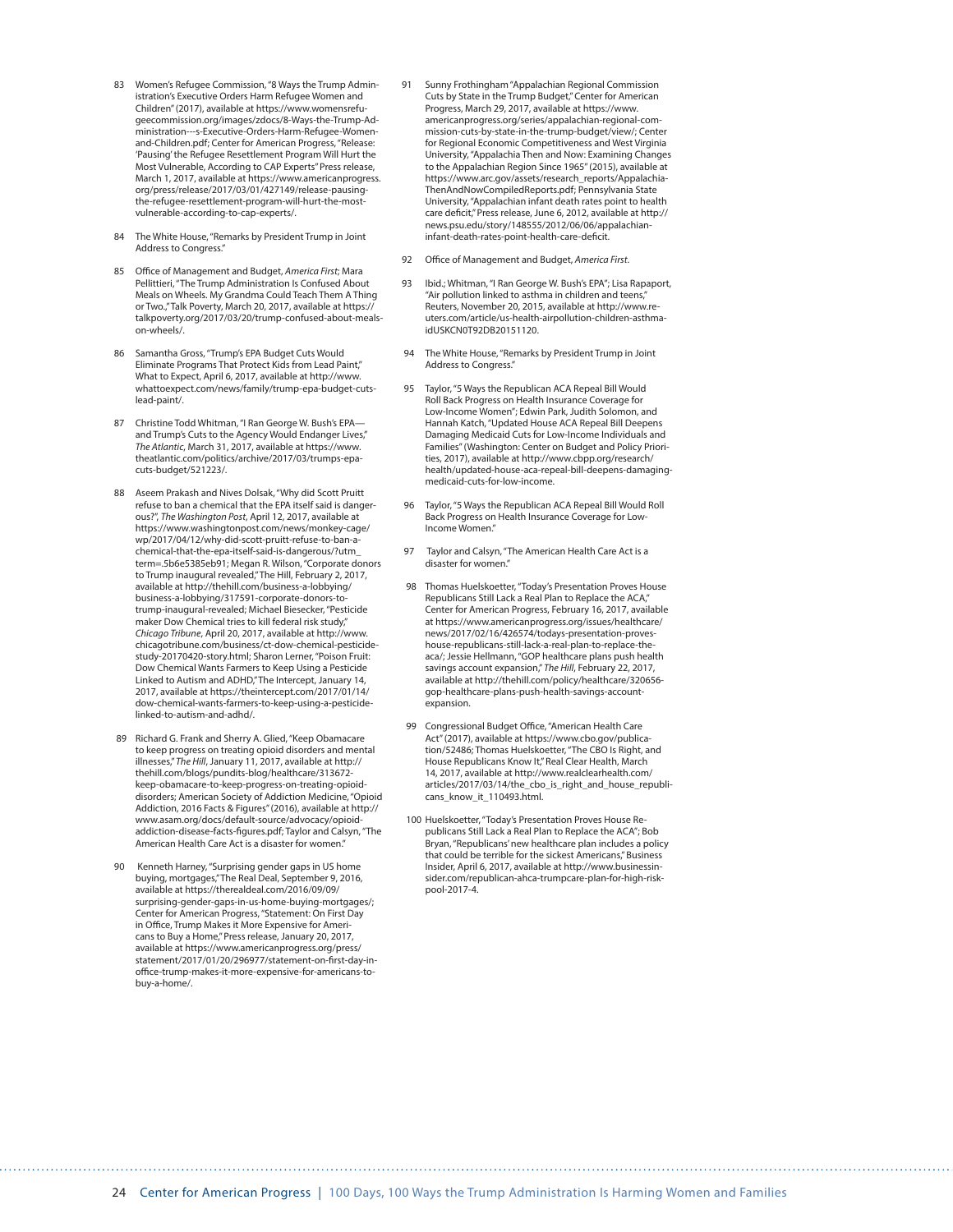83 Women's Refugee Commission, "8 Ways the Trump Administration's Executive Orders Harm Refugee Women and Children" (2017), available at https://www.womensrefugeecommission.org/images/zdocs/8-Ways-the-Trump-Administration---s-Executive-Orders-Harm-Refugee-Women-and-Children.pdf; Center for American Progress, "Release: 'Pausing' the Refugee Resettlement Program Will Hurt the Most Vulnerable, According to CAP Experts" Press release, March 1, 2017, available at https://www.americanprogress.org/press/release/2017/03/01/427149/release-pausing-the-refugee-resettlement-program-will-hurt-the-most-vulnerable-according-to-cap-experts/.

84 The White House, "Remarks by President Trump in Joint Address to Congress."

85 Office of Management and Budget, *America First*; Mara Pellittieri, "The Trump Administration Is Confused About Meals on Wheels. My Grandma Could Teach Them A Thing or Two.," Talk Poverty, March 20, 2017, available at https://talkpoverty.org/2017/03/20/trump-confused-about-meals-on-wheels/.

86 Samantha Gross, "Trump's EPA Budget Cuts Would Eliminate Programs That Protect Kids from Lead Paint," What to Expect, April 6, 2017, available at http://www.whattoexpect.com/news/family/trump-epa-budget-cuts-lead-paint/.

87 Christine Todd Whitman, "I Ran George W. Bush's EPA—and Trump's Cuts to the Agency Would Endanger Lives," *The Atlantic*, March 31, 2017, available at https://www.theatlantic.com/politics/archive/2017/03/trumps-epa-cuts-budget/521223/.

88 Aseem Prakash and Nives Dolsak, "Why did Scott Pruitt refuse to ban a chemical that the EPA itself said is dangerous?", *The Washington Post*, April 12, 2017, available at https://www.washingtonpost.com/news/monkey-cage/wp/2017/04/12/why-did-scott-pruitt-refuse-to-ban-a-chemical-that-the-epa-itself-said-is-dangerous/?utm_term=.5b6e5385eb91; Megan R. Wilson, "Corporate donors to Trump inaugural revealed," The Hill, February 2, 2017, available at http://thehill.com/business-a-lobbying/business-a-lobbying/317591-corporate-donors-to-trump-inaugural-revealed; Michael Biesecker, "Pesticide maker Dow Chemical tries to kill federal risk study," *Chicago Tribune*, April 20, 2017, available at http://www.chicagotribune.com/business/ct-dow-chemical-pesticide-study-20170420-story.html; Sharon Lerner, "Poison Fruit: Dow Chemical Wants Farmers to Keep Using a Pesticide Linked to Autism and ADHD," The Intercept, January 14, 2017, available at https://theintercept.com/2017/01/14/dow-chemical-wants-farmers-to-keep-using-a-pesticide-linked-to-autism-and-adhd/.

89 Richard G. Frank and Sherry A. Glied, "Keep Obamacare to keep progress on treating opioid disorders and mental illnesses," *The Hill*, January 11, 2017, available at http://thehill.com/blogs/pundits-blog/healthcare/313672-keep-obamacare-to-keep-progress-on-treating-opioid-disorders; American Society of Addiction Medicine, "Opioid Addiction, 2016 Facts & Figures" (2016), available at http://www.asam.org/docs/default-source/advocacy/opioid-addiction-disease-facts-figures.pdf; Taylor and Calsyn, "The American Health Care Act is a disaster for women."

90 Kenneth Harney, "Surprising gender gaps in US home buying, mortgages," The Real Deal, September 9, 2016, available at https://therealdeal.com/2016/09/09/surprising-gender-gaps-in-us-home-buying-mortgages/; Center for American Progress, "Statement: On First Day in Office, Trump Makes it More Expensive for Americans to Buy a Home," Press release, January 20, 2017, available at https://www.americanprogress.org/press/statement/2017/01/20/296977/statement-on-first-day-in-office-trump-makes-it-more-expensive-for-americans-to-buy-a-home/.

91 Sunny Frothingham "Appalachian Regional Commission Cuts by State in the Trump Budget," Center for American Progress, March 29, 2017, available at https://www.americanprogress.org/series/appalachian-regional-commission-cuts-by-state-in-the-trump-budget/view/; Center for Regional Economic Competitiveness and West Virginia University, "Appalachia Then and Now: Examining Changes to the Appalachian Region Since 1965" (2015), available at https://www.arc.gov/assets/research_reports/AppalachiaThenAndNowCompiledReports.pdf; Pennsylvania State University, "Appalachian infant death rates point to health care deficit," Press release, June 6, 2012, available at http://news.psu.edu/story/148555/2012/06/06/appalachian-infant-death-rates-point-health-care-deficit.

92 Office of Management and Budget, *America First*.

93 Ibid.; Whitman, "I Ran George W. Bush's EPA"; Lisa Rapaport, "Air pollution linked to asthma in children and teens," Reuters, November 20, 2015, available at http://www.reuters.com/article/us-health-airpollution-children-asthma-idUSKCN0T92DB20151120.

94 The White House, "Remarks by President Trump in Joint Address to Congress."

95 Taylor, "5 Ways the Republican ACA Repeal Bill Would Roll Back Progress on Health Insurance Coverage for Low-Income Women"; Edwin Park, Judith Solomon, and Hannah Katch, "Updated House ACA Repeal Bill Deepens Damaging Medicaid Cuts for Low-Income Individuals and Families" (Washington: Center on Budget and Policy Priorities, 2017), available at http://www.cbpp.org/research/health/updated-house-aca-repeal-bill-deepens-damaging-medicaid-cuts-for-low-income.

96 Taylor, "5 Ways the Republican ACA Repeal Bill Would Roll Back Progress on Health Insurance Coverage for Low-Income Women."

97 Taylor and Calsyn, "The American Health Care Act is a disaster for women."

98 Thomas Huelskoetter, "Today's Presentation Proves House Republicans Still Lack a Real Plan to Replace the ACA," Center for American Progress, February 16, 2017, available at https://www.americanprogress.org/issues/healthcare/news/2017/02/16/426574/todays-presentation-proves-house-republicans-still-lack-a-real-plan-to-replace-the-aca/; Jessie Hellmann, "GOP healthcare plans push health savings account expansion," *The Hill*, February 22, 2017, available at http://thehill.com/policy/healthcare/320656-gop-healthcare-plans-push-health-savings-account-expansion.

99 Congressional Budget Office, "American Health Care Act" (2017), available at https://www.cbo.gov/publication/52486; Thomas Huelskoetter, "The CBO Is Right, and House Republicans Know It," Real Clear Health, March 14, 2017, available at http://www.realclearhealth.com/articles/2017/03/14/the_cbo_is_right_and_house_republicans_know_it_110493.html.

100 Huelskoetter, "Today's Presentation Proves House Republicans Still Lack a Real Plan to Replace the ACA"; Bob Bryan, "Republicans' new healthcare plan includes a policy that could be terrible for the sickest Americans," Business Insider, April 6, 2017, available at http://www.businessinsider.com/republican-ahca-trumpcare-plan-for-high-risk-pool-2017-4.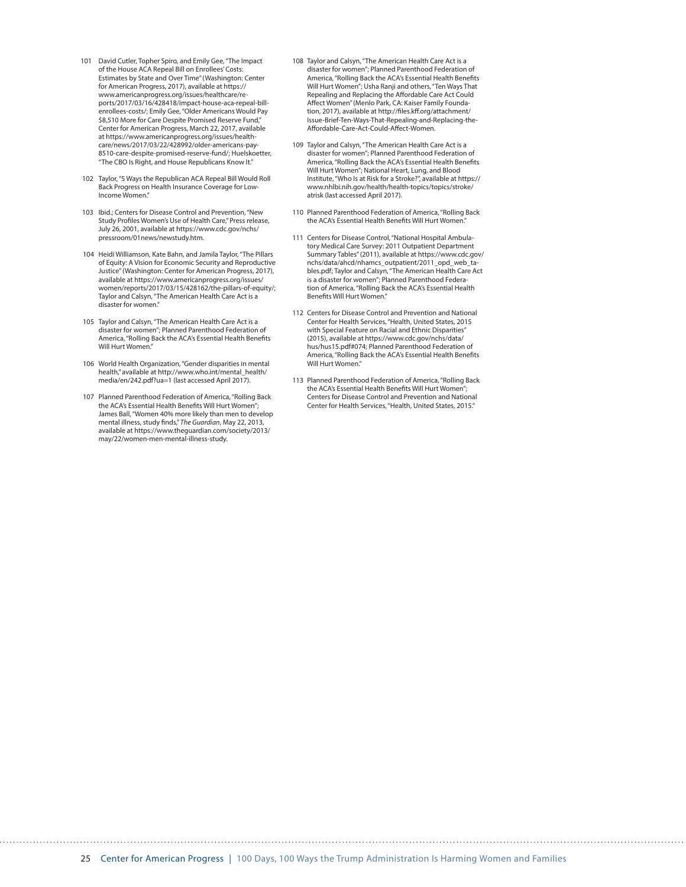101 David Cutler, Topher Spiro, and Emily Gee, "The Impact of the House ACA Repeal Bill on Enrollees' Costs: Estimates by State and Over Time" (Washington: Center for American Progress, 2017), available at https://www.americanprogress.org/issues/healthcare/reports/2017/03/16/428418/impact-house-aca-repeal-bill-enrollees-costs/; Emily Gee, "Older Americans Would Pay $8,510 More for Care Despite Promised Reserve Fund," Center for American Progress, March 22, 2017, available at https://www.americanprogress.org/issues/healthcare/news/2017/03/22/428992/older-americans-pay-8510-care-despite-promised-reserve-fund/; Huelskoetter, "The CBO Is Right, and House Republicans Know It."

102 Taylor, "5 Ways the Republican ACA Repeal Bill Would Roll Back Progress on Health Insurance Coverage for Low-Income Women."

103 Ibid.; Centers for Disease Control and Prevention, "New Study Profiles Women's Use of Health Care," Press release, July 26, 2001, available at https://www.cdc.gov/nchs/pressroom/01news/newstudy.htm.

104 Heidi Williamson, Kate Bahn, and Jamila Taylor, "The Pillars of Equity: A Vision for Economic Security and Reproductive Justice" (Washington: Center for American Progress, 2017), available at https://www.americanprogress.org/issues/women/reports/2017/03/15/428162/the-pillars-of-equity/; Taylor and Calsyn, "The American Health Care Act is a disaster for women."

105 Taylor and Calsyn, "The American Health Care Act is a disaster for women"; Planned Parenthood Federation of America, "Rolling Back the ACA's Essential Health Benefits Will Hurt Women."

106 World Health Organization, "Gender disparities in mental health," available at http://www.who.int/mental_health/media/en/242.pdf?ua=1 (last accessed April 2017).

107 Planned Parenthood Federation of America, "Rolling Back the ACA's Essential Health Benefits Will Hurt Women"; James Ball, "Women 40% more likely than men to develop mental illness, study finds," *The Guardian*, May 22, 2013, available at https://www.theguardian.com/society/2013/may/22/women-men-mental-illness-study.

108 Taylor and Calsyn, "The American Health Care Act is a disaster for women"; Planned Parenthood Federation of America, "Rolling Back the ACA's Essential Health Benefits Will Hurt Women"; Usha Ranji and others, "Ten Ways That Repealing and Replacing the Affordable Care Act Could Affect Women" (Menlo Park, CA: Kaiser Family Foundation, 2017), available at http://files.kff.org/attachment/Issue-Brief-Ten-Ways-That-Repealing-and-Replacing-the-Affordable-Care-Act-Could-Affect-Women.

109 Taylor and Calsyn, "The American Health Care Act is a disaster for women"; Planned Parenthood Federation of America, "Rolling Back the ACA's Essential Health Benefits Will Hurt Women"; National Heart, Lung, and Blood Institute, "Who Is at Risk for a Stroke?", available at https://www.nhlbi.nih.gov/health/health-topics/topics/stroke/atrisk (last accessed April 2017).

110 Planned Parenthood Federation of America, "Rolling Back the ACA's Essential Health Benefits Will Hurt Women."

111 Centers for Disease Control, "National Hospital Ambulatory Medical Care Survey: 2011 Outpatient Department Summary Tables" (2011), available at https://www.cdc.gov/nchs/data/ahcd/nhamcs_outpatient/2011_opd_web_tables.pdf; Taylor and Calsyn, "The American Health Care Act is a disaster for women"; Planned Parenthood Federation of America, "Rolling Back the ACA's Essential Health Benefits Will Hurt Women."

112 Centers for Disease Control and Prevention and National Center for Health Services, "Health, United States, 2015 with Special Feature on Racial and Ethnic Disparities" (2015), available at https://www.cdc.gov/nchs/data/hus/hus15.pdf#074; Planned Parenthood Federation of America, "Rolling Back the ACA's Essential Health Benefits Will Hurt Women."

113 Planned Parenthood Federation of America, "Rolling Back the ACA's Essential Health Benefits Will Hurt Women"; Centers for Disease Control and Prevention and National Center for Health Services, "Health, United States, 2015."